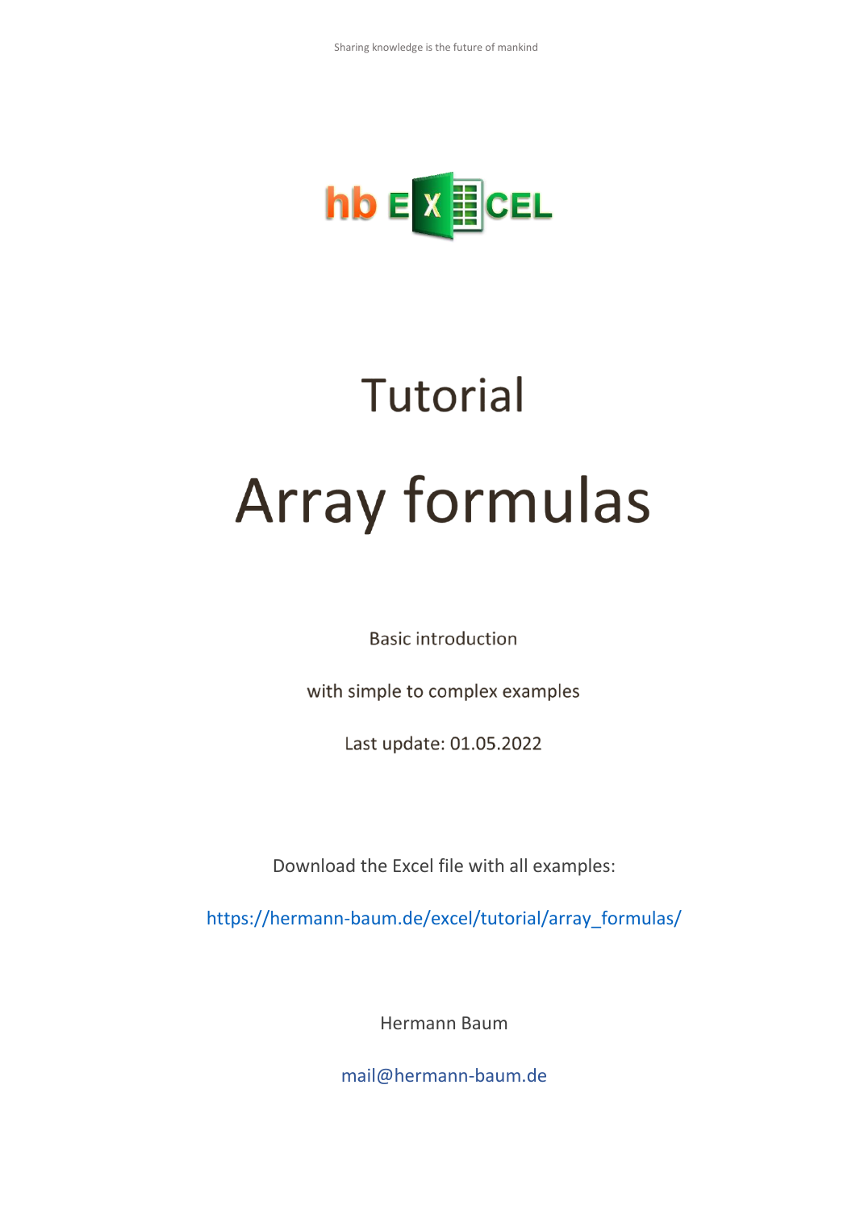Sharing knowledge is the future of mankind

hb EXCEL

# Tutorial

# Array formulas

Basic introduction

with simple to complex examples

Last update: 01.05.2022

Download the Excel file with all examples:

https://hermann-baum.de/excel/tutorial/array_formulas/

Hermann Baum

mail@hermann-baum.de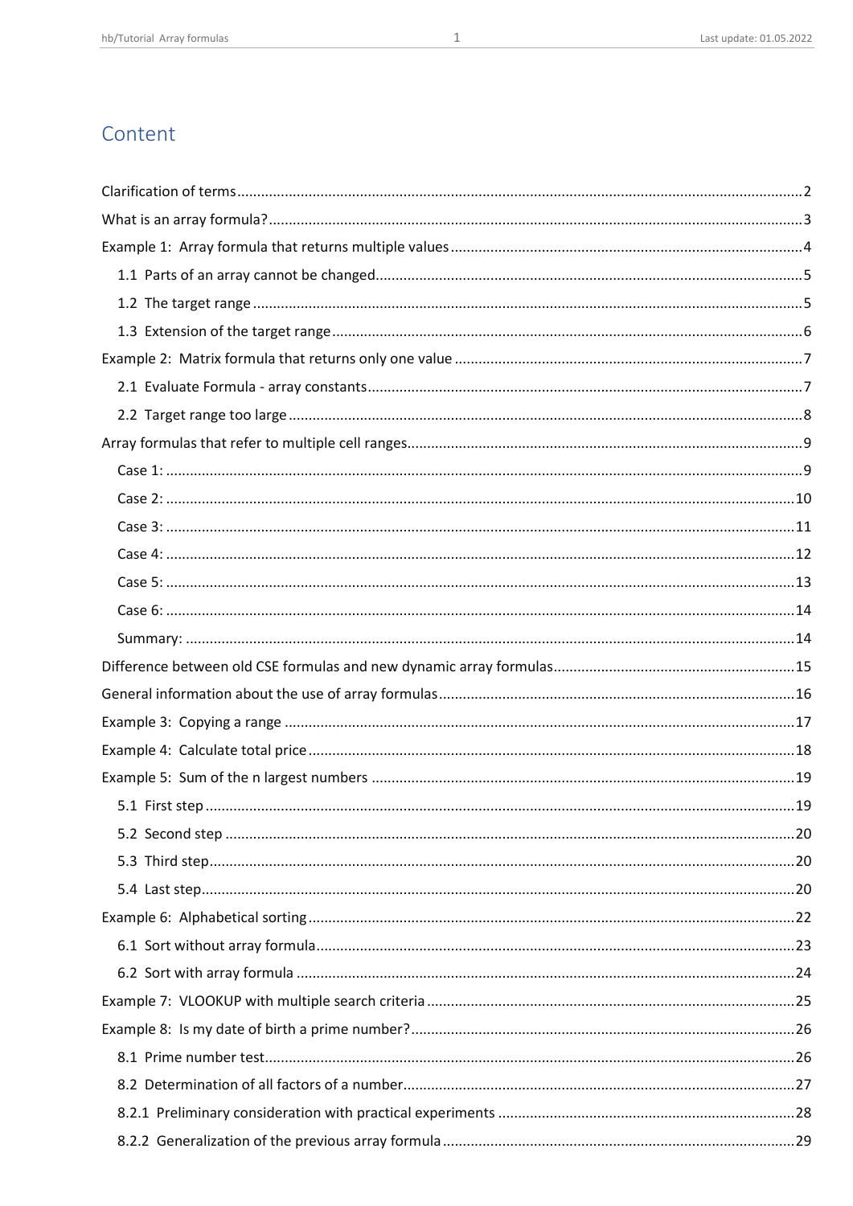# Content

Clarification of terms ........................................ 2

What is an array formula? ........................................ 3

Example 1: Array formula that returns multiple values ........................................ 4

- 1.1 Parts of an array cannot be changed ........................................ 5
- 1.2 The target range ........................................ 5
- 1.3 Extension of the target range ........................................ 6

Example 2: Matrix formula that returns only one value ........................................ 7

- 2.1 Evaluate Formula - array constants ........................................ 7
- 2.2 Target range too large ........................................ 8

Array formulas that refer to multiple cell ranges ........................................ 9

- Case 1: ........................................ 9
- Case 2: ........................................ 10
- Case 3: ........................................ 11
- Case 4: ........................................ 12
- Case 5: ........................................ 13
- Case 6: ........................................ 14
- Summary: ........................................ 14

Difference between old CSE formulas and new dynamic array formulas ........................................ 15

General information about the use of array formulas ........................................ 16

Example 3: Copying a range ........................................ 17

Example 4: Calculate total price ........................................ 18

Example 5: Sum of the n largest numbers ........................................ 19

- 5.1 First step ........................................ 19
- 5.2 Second step ........................................ 20
- 5.3 Third step ........................................ 20
- 5.4 Last step ........................................ 20

Example 6: Alphabetical sorting ........................................ 22

- 6.1 Sort without array formula ........................................ 23
- 6.2 Sort with array formula ........................................ 24

Example 7: VLOOKUP with multiple search criteria ........................................ 25

Example 8: Is my date of birth a prime number? ........................................ 26

- 8.1 Prime number test ........................................ 26
- 8.2 Determination of all factors of a number ........................................ 27
- 8.2.1 Preliminary consideration with practical experiments ........................................ 28
- 8.2.2 Generalization of the previous array formula ........................................ 29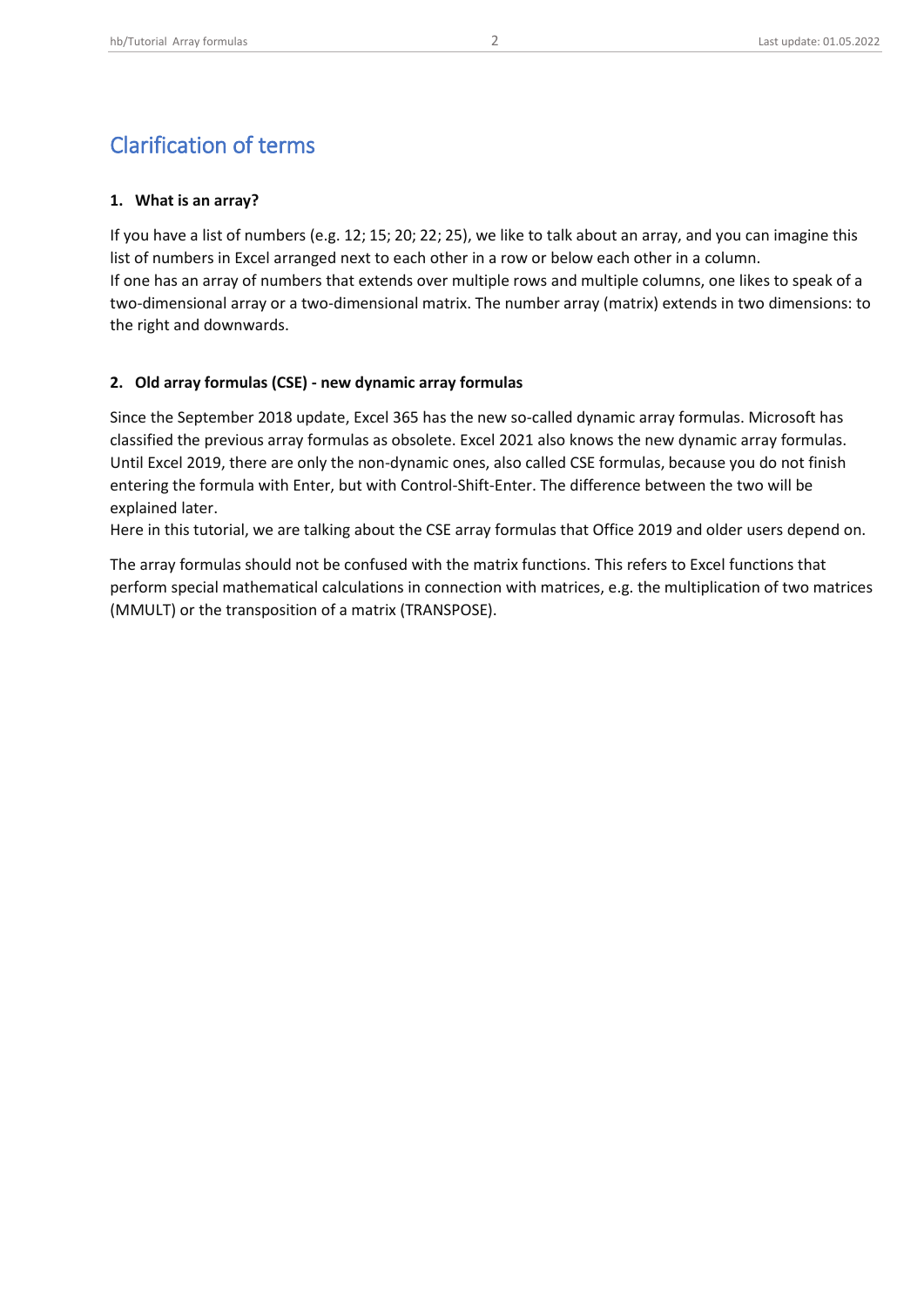# Clarification of terms

## 1. What is an array?

If you have a list of numbers (e.g. 12; 15; 20; 22; 25), we like to talk about an array, and you can imagine this list of numbers in Excel arranged next to each other in a row or below each other in a column.
If one has an array of numbers that extends over multiple rows and multiple columns, one likes to speak of a two-dimensional array or a two-dimensional matrix. The number array (matrix) extends in two dimensions: to the right and downwards.

## 2. Old array formulas (CSE) - new dynamic array formulas

Since the September 2018 update, Excel 365 has the new so-called dynamic array formulas. Microsoft has classified the previous array formulas as obsolete. Excel 2021 also knows the new dynamic array formulas. Until Excel 2019, there are only the non-dynamic ones, also called CSE formulas, because you do not finish entering the formula with Enter, but with Control-Shift-Enter. The difference between the two will be explained later.
Here in this tutorial, we are talking about the CSE array formulas that Office 2019 and older users depend on.

The array formulas should not be confused with the matrix functions. This refers to Excel functions that perform special mathematical calculations in connection with matrices, e.g. the multiplication of two matrices (MMULT) or the transposition of a matrix (TRANSPOSE).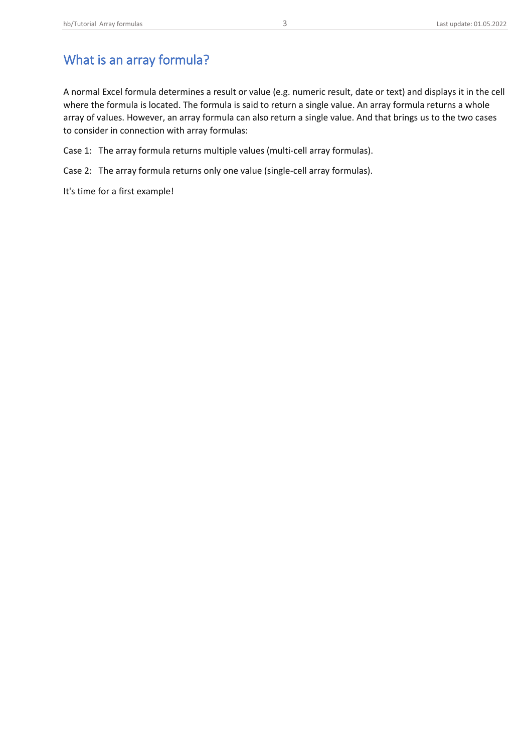## What is an array formula?

A normal Excel formula determines a result or value (e.g. numeric result, date or text) and displays it in the cell where the formula is located. The formula is said to return a single value. An array formula returns a whole array of values. However, an array formula can also return a single value. And that brings us to the two cases to consider in connection with array formulas:

Case 1: The array formula returns multiple values (multi-cell array formulas).

Case 2: The array formula returns only one value (single-cell array formulas).

It's time for a first example!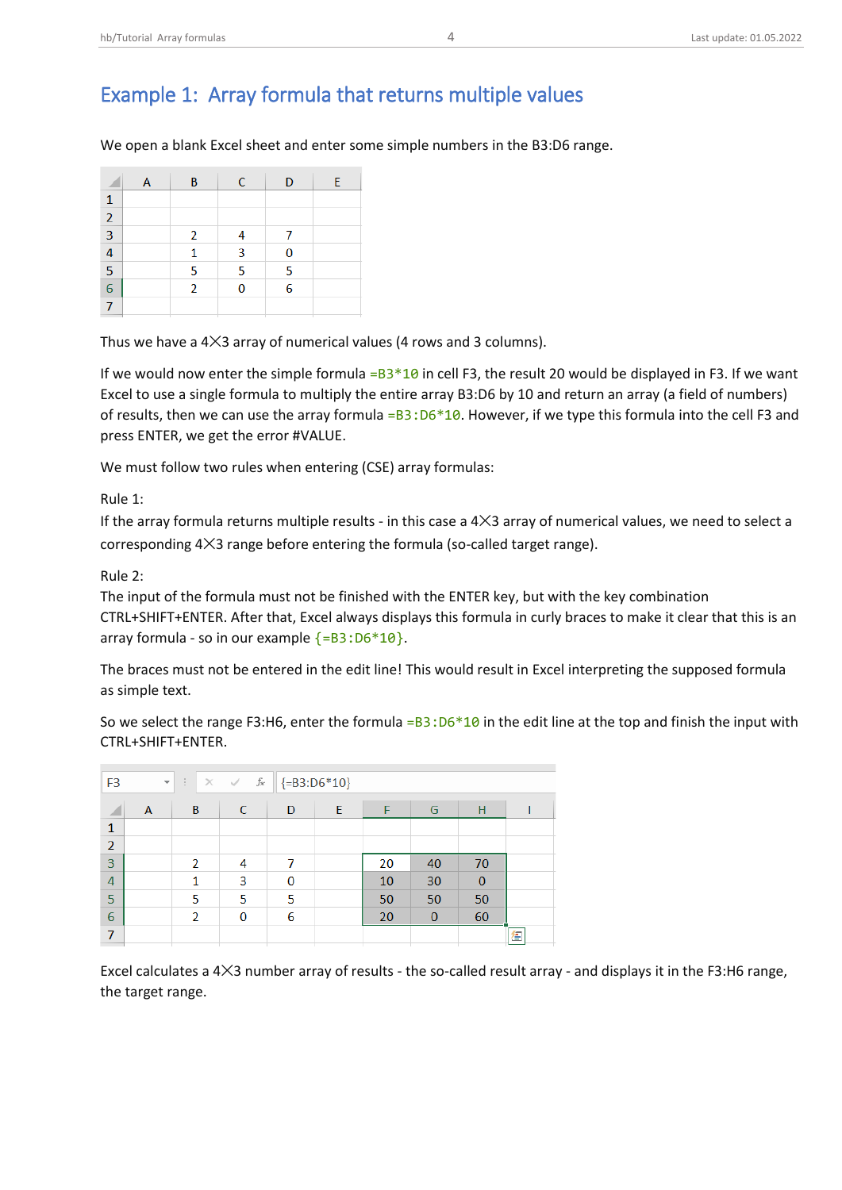## Example 1: Array formula that returns multiple values

We open a blank Excel sheet and enter some simple numbers in the B3:D6 range.

| | A | B | C | D | E |
|---|---|---|---|---|---|
| 1 | | | | | |
| 2 | | | | | |
| 3 | | 2 | 4 | 7 | |
| 4 | | 1 | 3 | 0 | |
| 5 | | 5 | 5 | 5 | |
| 6 | | 2 | 0 | 6 | |
| 7 | | | | | |

Thus we have a 4⨉3 array of numerical values (4 rows and 3 columns).

If we would now enter the simple formula `=B3*10` in cell F3, the result 20 would be displayed in F3. If we want Excel to use a single formula to multiply the entire array B3:D6 by 10 and return an array (a field of numbers) of results, then we can use the array formula `=B3:D6*10`. However, if we type this formula into the cell F3 and press ENTER, we get the error #VALUE.

We must follow two rules when entering (CSE) array formulas:

Rule 1:
If the array formula returns multiple results - in this case a 4⨉3 array of numerical values, we need to select a corresponding 4⨉3 range before entering the formula (so-called target range).

Rule 2:
The input of the formula must not be finished with the ENTER key, but with the key combination CTRL+SHIFT+ENTER. After that, Excel always displays this formula in curly braces to make it clear that this is an array formula - so in our example `{=B3:D6*10}`.

The braces must not be entered in the edit line! This would result in Excel interpreting the supposed formula as simple text.

So we select the range F3:H6, enter the formula `=B3:D6*10` in the edit line at the top and finish the input with CTRL+SHIFT+ENTER.

F3 — {=B3:D6*10}

| | A | B | C | D | E | F | G | H | I |
|---|---|---|---|---|---|---|---|---|---|
| 1 | | | | | | | | | |
| 2 | | | | | | | | | |
| 3 | | 2 | 4 | 7 | | 20 | 40 | 70 | |
| 4 | | 1 | 3 | 0 | | 10 | 30 | 0 | |
| 5 | | 5 | 5 | 5 | | 50 | 50 | 50 | |
| 6 | | 2 | 0 | 6 | | 20 | 0 | 60 | |
| 7 | | | | | | | | | |

Excel calculates a 4⨉3 number array of results - the so-called result array - and displays it in the F3:H6 range, the target range.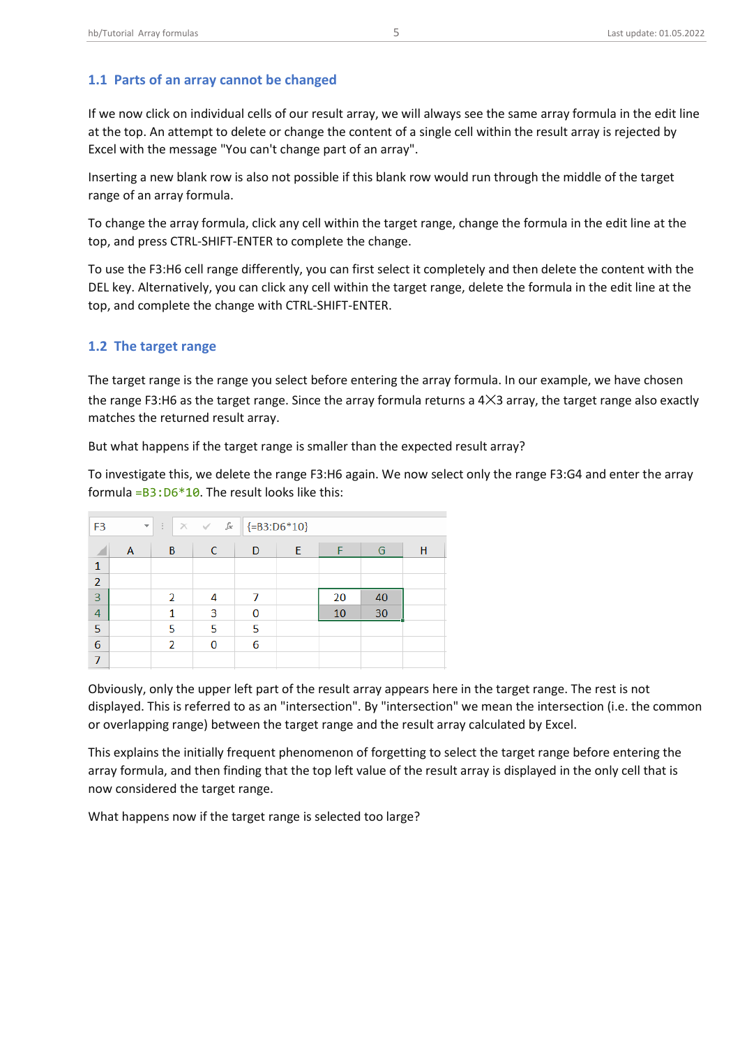## 1.1 Parts of an array cannot be changed

If we now click on individual cells of our result array, we will always see the same array formula in the edit line at the top. An attempt to delete or change the content of a single cell within the result array is rejected by Excel with the message "You can't change part of an array".

Inserting a new blank row is also not possible if this blank row would run through the middle of the target range of an array formula.

To change the array formula, click any cell within the target range, change the formula in the edit line at the top, and press CTRL-SHIFT-ENTER to complete the change.

To use the F3:H6 cell range differently, you can first select it completely and then delete the content with the DEL key. Alternatively, you can click any cell within the target range, delete the formula in the edit line at the top, and complete the change with CTRL-SHIFT-ENTER.

## 1.2 The target range

The target range is the range you select before entering the array formula. In our example, we have chosen the range F3:H6 as the target range. Since the array formula returns a 4×3 array, the target range also exactly matches the returned result array.

But what happens if the target range is smaller than the expected result array?

To investigate this, we delete the range F3:H6 again. We now select only the range F3:G4 and enter the array formula `=B3:D6*10`. The result looks like this:

F3 | {=B3:D6*10}

|   | A | B | C | D | E | F | G | H |
|---|---|---|---|---|---|---|---|---|
| 1 |   |   |   |   |   |   |   |   |
| 2 |   |   |   |   |   |   |   |   |
| 3 |   | 2 | 4 | 7 |   | 20 | 40 |   |
| 4 |   | 1 | 3 | 0 |   | 10 | 30 |   |
| 5 |   | 5 | 5 | 5 |   |   |   |   |
| 6 |   | 2 | 0 | 6 |   |   |   |   |
| 7 |   |   |   |   |   |   |   |   |

Obviously, only the upper left part of the result array appears here in the target range. The rest is not displayed. This is referred to as an "intersection". By "intersection" we mean the intersection (i.e. the common or overlapping range) between the target range and the result array calculated by Excel.

This explains the initially frequent phenomenon of forgetting to select the target range before entering the array formula, and then finding that the top left value of the result array is displayed in the only cell that is now considered the target range.

What happens now if the target range is selected too large?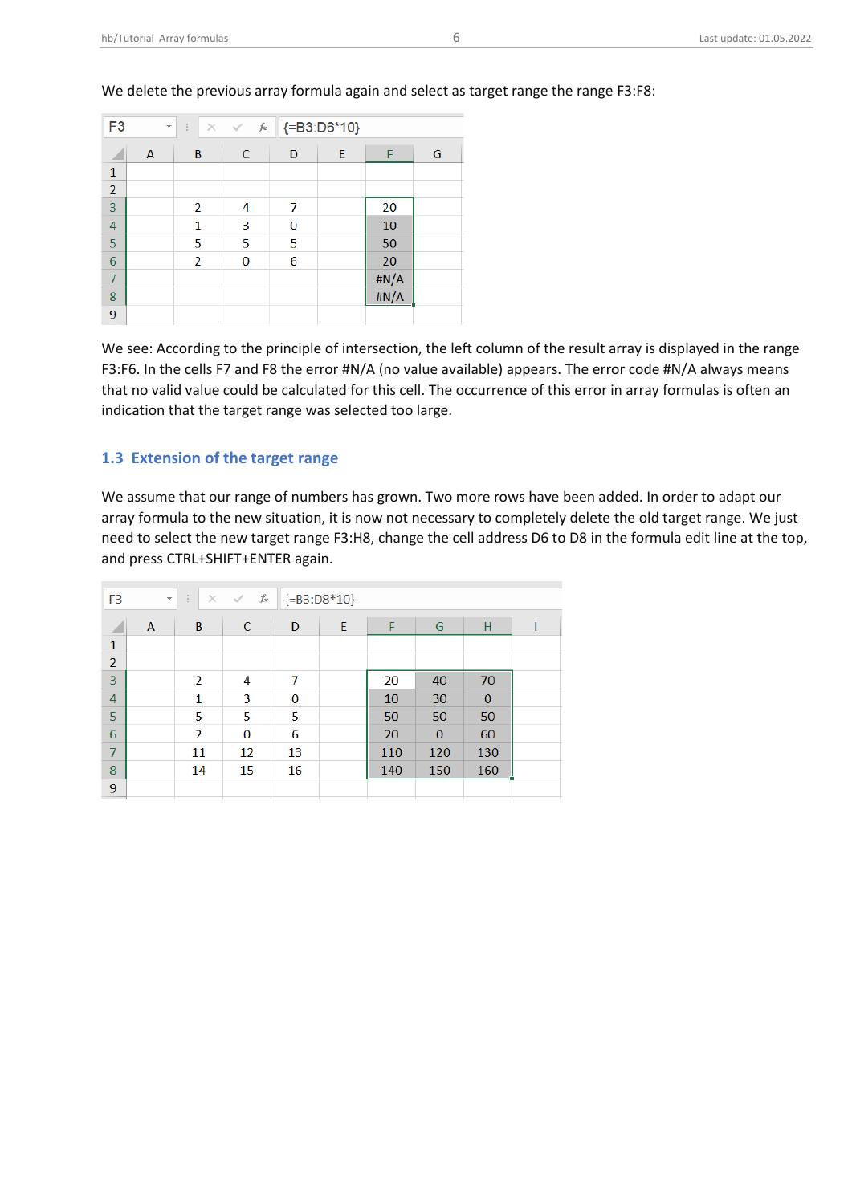We delete the previous array formula again and select as target range the range F3:F8:

F3 | {=B3:D6*10}

|   | A | B | C | D | E | F | G |
|---|---|---|---|---|---|---|---|
| 1 | | | | | | | |
| 2 | | | | | | | |
| 3 | | 2 | 4 | 7 | | 20 | |
| 4 | | 1 | 3 | 0 | | 10 | |
| 5 | | 5 | 5 | 5 | | 50 | |
| 6 | | 2 | 0 | 6 | | 20 | |
| 7 | | | | | | #N/A | |
| 8 | | | | | | #N/A | |
| 9 | | | | | | | |

We see: According to the principle of intersection, the left column of the result array is displayed in the range F3:F6. In the cells F7 and F8 the error #N/A (no value available) appears. The error code #N/A always means that no valid value could be calculated for this cell. The occurrence of this error in array formulas is often an indication that the target range was selected too large.

## 1.3 Extension of the target range

We assume that our range of numbers has grown. Two more rows have been added. In order to adapt our array formula to the new situation, it is now not necessary to completely delete the old target range. We just need to select the new target range F3:H8, change the cell address D6 to D8 in the formula edit line at the top, and press CTRL+SHIFT+ENTER again.

F3 | {=B3:D8*10}

|   | A | B | C | D | E | F | G | H | I |
|---|---|---|---|---|---|---|---|---|---|
| 1 | | | | | | | | | |
| 2 | | | | | | | | | |
| 3 | | 2 | 4 | 7 | | 20 | 40 | 70 | |
| 4 | | 1 | 3 | 0 | | 10 | 30 | 0 | |
| 5 | | 5 | 5 | 5 | | 50 | 50 | 50 | |
| 6 | | 2 | 0 | 6 | | 20 | 0 | 60 | |
| 7 | | 11 | 12 | 13 | | 110 | 120 | 130 | |
| 8 | | 14 | 15 | 16 | | 140 | 150 | 160 | |
| 9 | | | | | | | | | |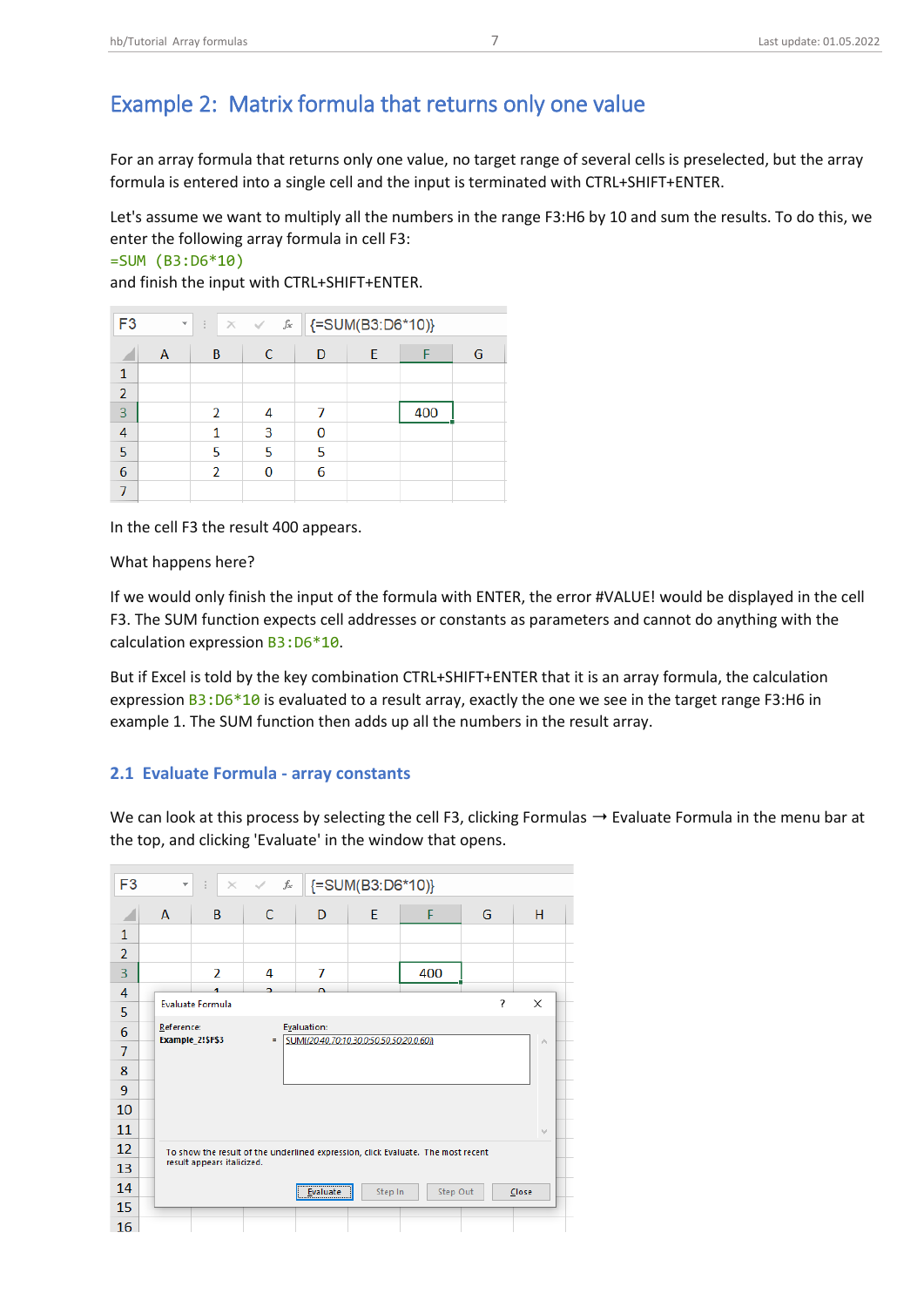# Example 2: Matrix formula that returns only one value

For an array formula that returns only one value, no target range of several cells is preselected, but the array formula is entered into a single cell and the input is terminated with CTRL+SHIFT+ENTER.

Let's assume we want to multiply all the numbers in the range F3:H6 by 10 and sum the results. To do this, we enter the following array formula in cell F3:
`=SUM (B3:D6*10)`
and finish the input with CTRL+SHIFT+ENTER.

F3 | {=SUM(B3:D6*10)}

| | A | B | C | D | E | F | G |
|---|---|---|---|---|---|---|---|
| 1 | | | | | | | |
| 2 | | | | | | | |
| 3 | | 2 | 4 | 7 | | 400 | |
| 4 | | 1 | 3 | 0 | | | |
| 5 | | 5 | 5 | 5 | | | |
| 6 | | 2 | 0 | 6 | | | |
| 7 | | | | | | | |

In the cell F3 the result 400 appears.

What happens here?

If we would only finish the input of the formula with ENTER, the error #VALUE! would be displayed in the cell F3. The SUM function expects cell addresses or constants as parameters and cannot do anything with the calculation expression `B3:D6*10`.

But if Excel is told by the key combination CTRL+SHIFT+ENTER that it is an array formula, the calculation expression `B3:D6*10` is evaluated to a result array, exactly the one we see in the target range F3:H6 in example 1. The SUM function then adds up all the numbers in the result array.

## 2.1 Evaluate Formula - array constants

We can look at this process by selecting the cell F3, clicking Formulas → Evaluate Formula in the menu bar at the top, and clicking 'Evaluate' in the window that opens.

F3 | {=SUM(B3:D6*10)}

| | A | B | C | D | E | F | G | H |
|---|---|---|---|---|---|---|---|---|
| 1 | | | | | | | | |
| 2 | | | | | | | | |
| 3 | | 2 | 4 | 7 | | 400 | | |

Evaluate Formula

Reference: Example_2!$F$3

Evaluation: = SUM({20,40,70;10,30,0;50,50,50;20,0,60})

To show the result of the underlined expression, click Evaluate. The most recent result appears italicized.

Evaluate | Step In | Step Out | Close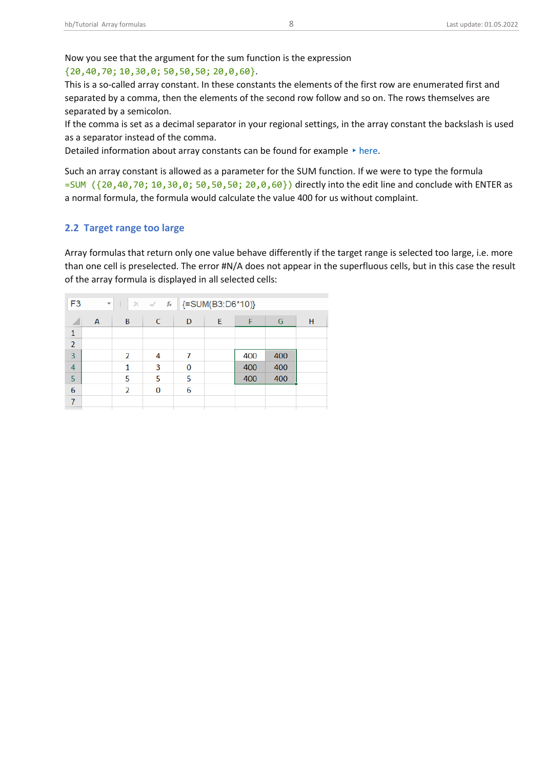Now you see that the argument for the sum function is the expression `{20,40,70; 10,30,0; 50,50,50; 20,0,60}`.
This is a so-called array constant. In these constants the elements of the first row are enumerated first and separated by a comma, then the elements of the second row follow and so on. The rows themselves are separated by a semicolon.
If the comma is set as a decimal separator in your regional settings, in the array constant the backslash is used as a separator instead of the comma.
Detailed information about array constants can be found for example ‣ here.

Such an array constant is allowed as a parameter for the SUM function. If we were to type the formula `=SUM ({20,40,70; 10,30,0; 50,50,50; 20,0,60})` directly into the edit line and conclude with ENTER as a normal formula, the formula would calculate the value 400 for us without complaint.

## 2.2 Target range too large

Array formulas that return only one value behave differently if the target range is selected too large, i.e. more than one cell is preselected. The error #N/A does not appear in the superfluous cells, but in this case the result of the array formula is displayed in all selected cells:

F3: `{=SUM(B3:D6*10)}`

| | A | B | C | D | E | F | G | H |
|---|---|---|---|---|---|---|---|---|
| 1 | | | | | | | | |
| 2 | | | | | | | | |
| 3 | | 2 | 4 | 7 | | 400 | 400 | |
| 4 | | 1 | 3 | 0 | | 400 | 400 | |
| 5 | | 5 | 5 | 5 | | 400 | 400 | |
| 6 | | 2 | 0 | 6 | | | | |
| 7 | | | | | | | | |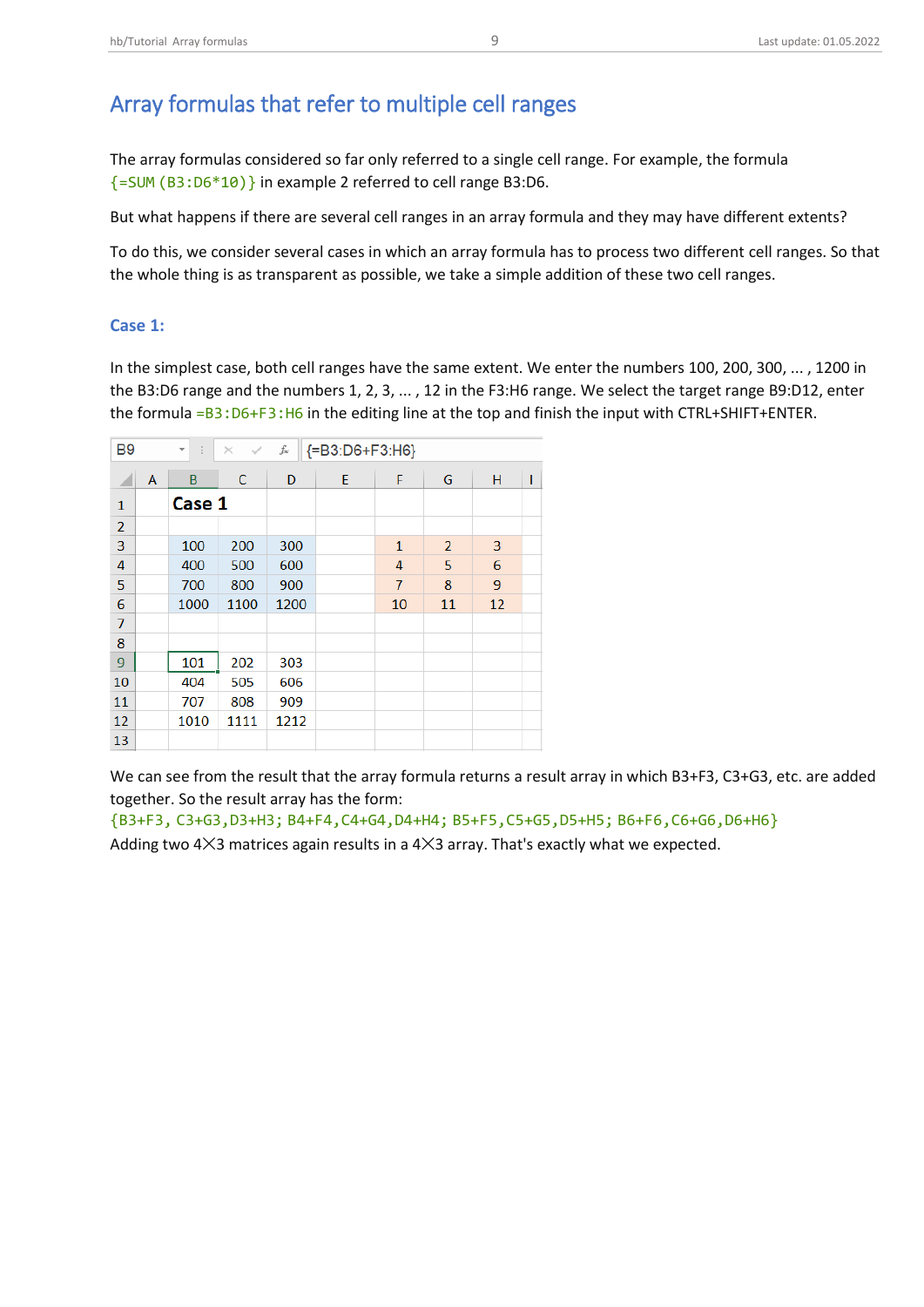## Array formulas that refer to multiple cell ranges

The array formulas considered so far only referred to a single cell range. For example, the formula `{=SUM(B3:D6*10)}` in example 2 referred to cell range B3:D6.

But what happens if there are several cell ranges in an array formula and they may have different extents?

To do this, we consider several cases in which an array formula has to process two different cell ranges. So that the whole thing is as transparent as possible, we take a simple addition of these two cell ranges.

### Case 1:

In the simplest case, both cell ranges have the same extent. We enter the numbers 100, 200, 300, ... , 1200 in the B3:D6 range and the numbers 1, 2, 3, ... , 12 in the F3:H6 range. We select the target range B9:D12, enter the formula `=B3:D6+F3:H6` in the editing line at the top and finish the input with CTRL+SHIFT+ENTER.

B9 | {=B3:D6+F3:H6}

|  | A | B | C | D | E | F | G | H | I |
|---|---|---|---|---|---|---|---|---|---|
| 1 |  | Case 1 |  |  |  |  |  |  |  |
| 2 |  |  |  |  |  |  |  |  |  |
| 3 |  | 100 | 200 | 300 |  | 1 | 2 | 3 |  |
| 4 |  | 400 | 500 | 600 |  | 4 | 5 | 6 |  |
| 5 |  | 700 | 800 | 900 |  | 7 | 8 | 9 |  |
| 6 |  | 1000 | 1100 | 1200 |  | 10 | 11 | 12 |  |
| 7 |  |  |  |  |  |  |  |  |  |
| 8 |  |  |  |  |  |  |  |  |  |
| 9 |  | 101 | 202 | 303 |  |  |  |  |  |
| 10 |  | 404 | 505 | 606 |  |  |  |  |  |
| 11 |  | 707 | 808 | 909 |  |  |  |  |  |
| 12 |  | 1010 | 1111 | 1212 |  |  |  |  |  |
| 13 |  |  |  |  |  |  |  |  |  |

We can see from the result that the array formula returns a result array in which B3+F3, C3+G3, etc. are added together. So the result array has the form:
`{B3+F3, C3+G3,D3+H3; B4+F4,C4+G4,D4+H4; B5+F5,C5+G5,D5+H5; B6+F6,C6+G6,D6+H6}`
Adding two 4×3 matrices again results in a 4×3 array. That's exactly what we expected.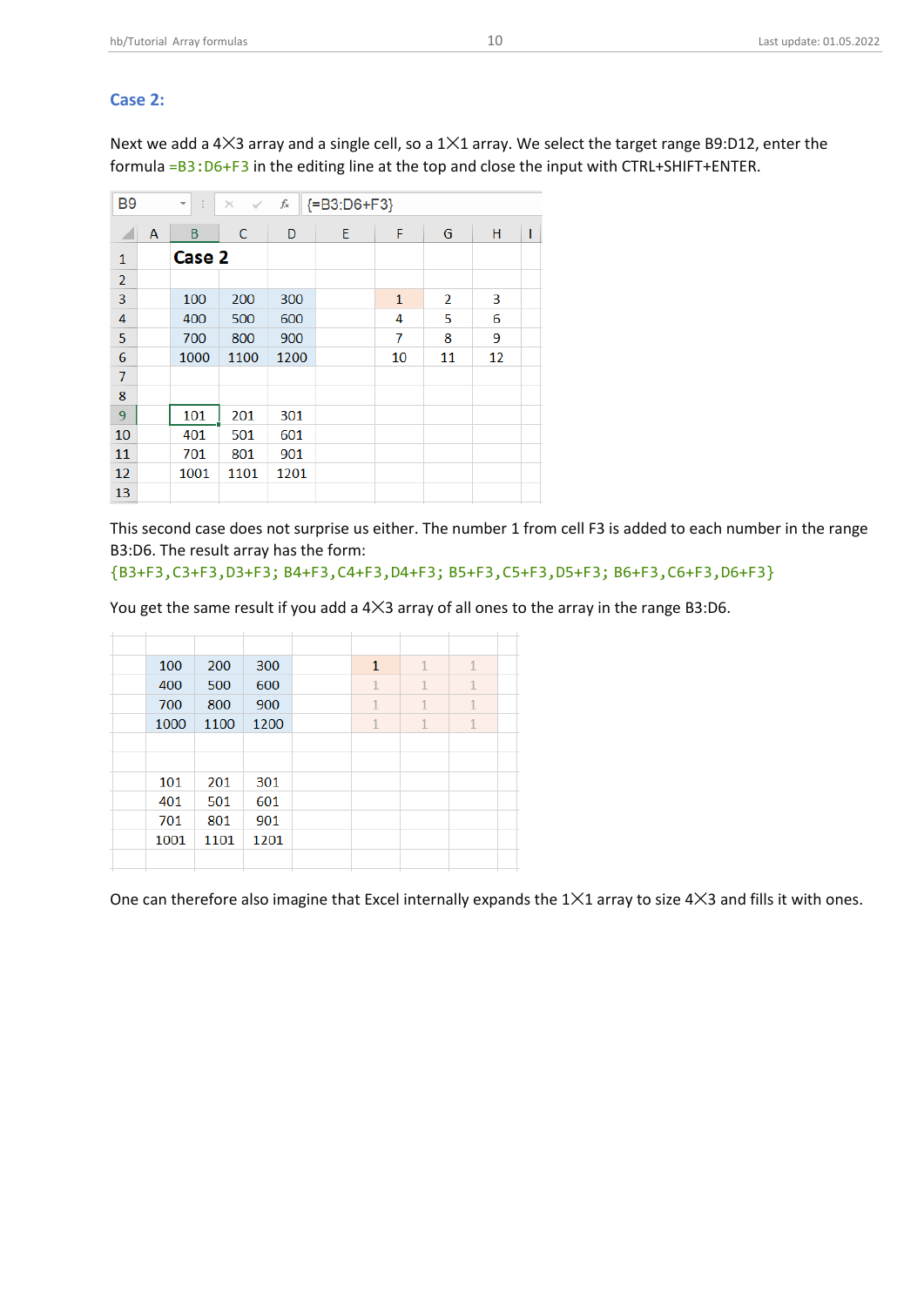## Case 2:

Next we add a 4✕3 array and a single cell, so a 1✕1 array. We select the target range B9:D12, enter the formula =B3:D6+F3 in the editing line at the top and close the input with CTRL+SHIFT+ENTER.

B9 | {=B3:D6+F3}

| | A | B | C | D | E | F | G | H | I |
|---|---|---|---|---|---|---|---|---|---|
| 1 | | **Case 2** | | | | | | | |
| 2 | | | | | | | | | |
| 3 | | 100 | 200 | 300 | | 1 | 2 | 3 | |
| 4 | | 400 | 500 | 600 | | 4 | 5 | 6 | |
| 5 | | 700 | 800 | 900 | | 7 | 8 | 9 | |
| 6 | | 1000 | 1100 | 1200 | | 10 | 11 | 12 | |
| 7 | | | | | | | | | |
| 8 | | | | | | | | | |
| 9 | | 101 | 201 | 301 | | | | | |
| 10 | | 401 | 501 | 601 | | | | | |
| 11 | | 701 | 801 | 901 | | | | | |
| 12 | | 1001 | 1101 | 1201 | | | | | |
| 13 | | | | | | | | | |

This second case does not surprise us either. The number 1 from cell F3 is added to each number in the range B3:D6. The result array has the form:
{B3+F3,C3+F3,D3+F3; B4+F3,C4+F3,D4+F3; B5+F3,C5+F3,D5+F3; B6+F3,C6+F3,D6+F3}

You get the same result if you add a 4✕3 array of all ones to the array in the range B3:D6.

| | | | | | | |
|---|---|---|---|---|---|---|
| 100 | 200 | 300 | | 1 | 1 | 1 |
| 400 | 500 | 600 | | 1 | 1 | 1 |
| 700 | 800 | 900 | | 1 | 1 | 1 |
| 1000 | 1100 | 1200 | | 1 | 1 | 1 |
| | | | | | | |
| | | | | | | |
| 101 | 201 | 301 | | | | |
| 401 | 501 | 601 | | | | |
| 701 | 801 | 901 | | | | |
| 1001 | 1101 | 1201 | | | | |

One can therefore also imagine that Excel internally expands the 1✕1 array to size 4✕3 and fills it with ones.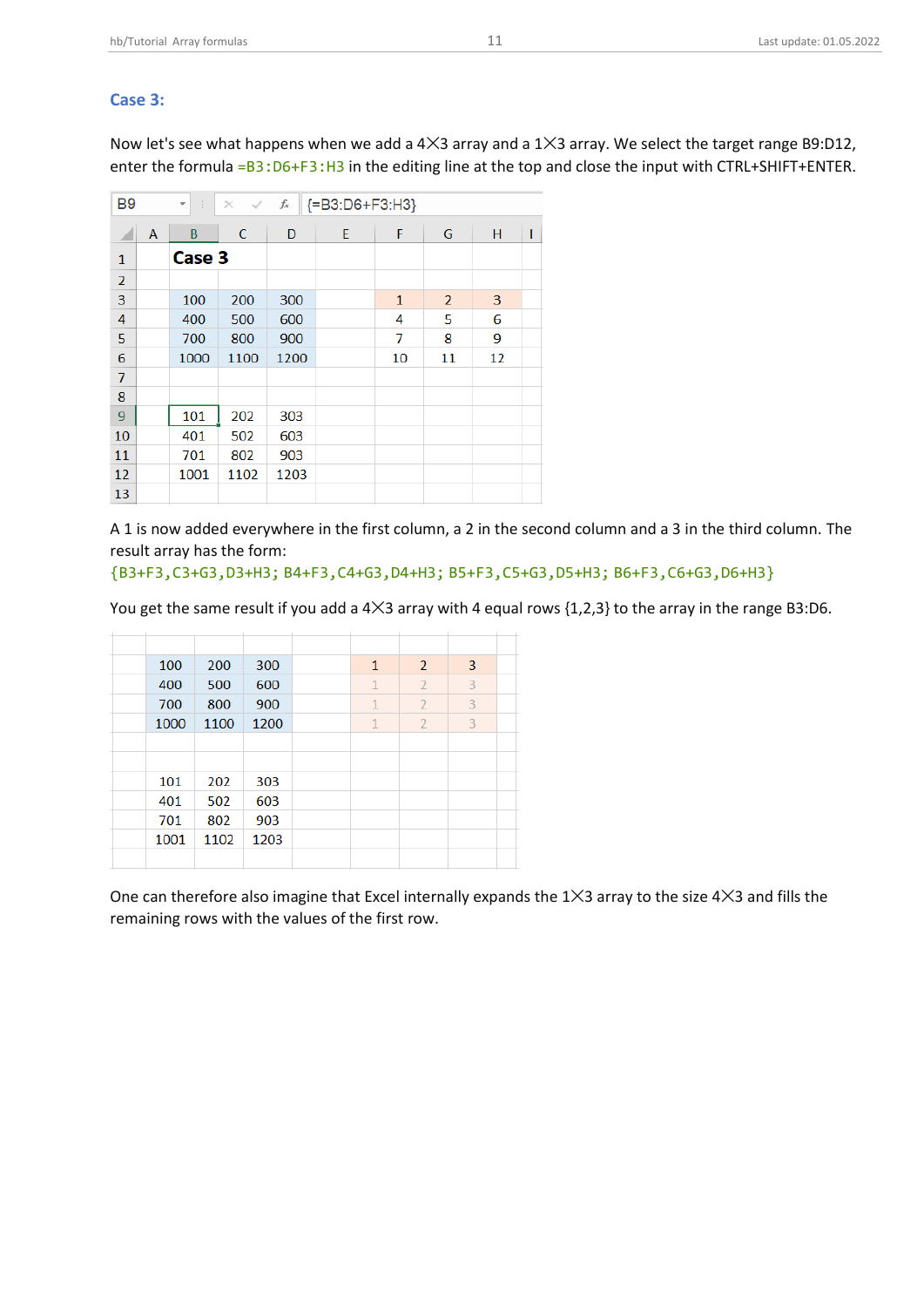## Case 3:

Now let's see what happens when we add a 4X3 array and a 1X3 array. We select the target range B9:D12, enter the formula =B3:D6+F3:H3 in the editing line at the top and close the input with CTRL+SHIFT+ENTER.

B9 | {=B3:D6+F3:H3}

| | A | B | C | D | E | F | G | H | I |
|---|---|---|---|---|---|---|---|---|---|
| 1 | | **Case 3** | | | | | | | |
| 2 | | | | | | | | | |
| 3 | | 100 | 200 | 300 | | 1 | 2 | 3 | |
| 4 | | 400 | 500 | 600 | | 4 | 5 | 6 | |
| 5 | | 700 | 800 | 900 | | 7 | 8 | 9 | |
| 6 | | 1000 | 1100 | 1200 | | 10 | 11 | 12 | |
| 7 | | | | | | | | | |
| 8 | | | | | | | | | |
| 9 | | 101 | 202 | 303 | | | | | |
| 10 | | 401 | 502 | 603 | | | | | |
| 11 | | 701 | 802 | 903 | | | | | |
| 12 | | 1001 | 1102 | 1203 | | | | | |
| 13 | | | | | | | | | |

A 1 is now added everywhere in the first column, a 2 in the second column and a 3 in the third column. The result array has the form:
{B3+F3,C3+G3,D3+H3; B4+F3,C4+G3,D4+H3; B5+F3,C5+G3,D5+H3; B6+F3,C6+G3,D6+H3}

You get the same result if you add a 4X3 array with 4 equal rows {1,2,3} to the array in the range B3:D6.

| | | | | | | |
|---|---|---|---|---|---|---|
| 100 | 200 | 300 | | 1 | 2 | 3 |
| 400 | 500 | 600 | | 1 | 2 | 3 |
| 700 | 800 | 900 | | 1 | 2 | 3 |
| 1000 | 1100 | 1200 | | 1 | 2 | 3 |
| | | | | | | |
| | | | | | | |
| 101 | 202 | 303 | | | | |
| 401 | 502 | 603 | | | | |
| 701 | 802 | 903 | | | | |
| 1001 | 1102 | 1203 | | | | |

One can therefore also imagine that Excel internally expands the 1X3 array to the size 4X3 and fills the remaining rows with the values of the first row.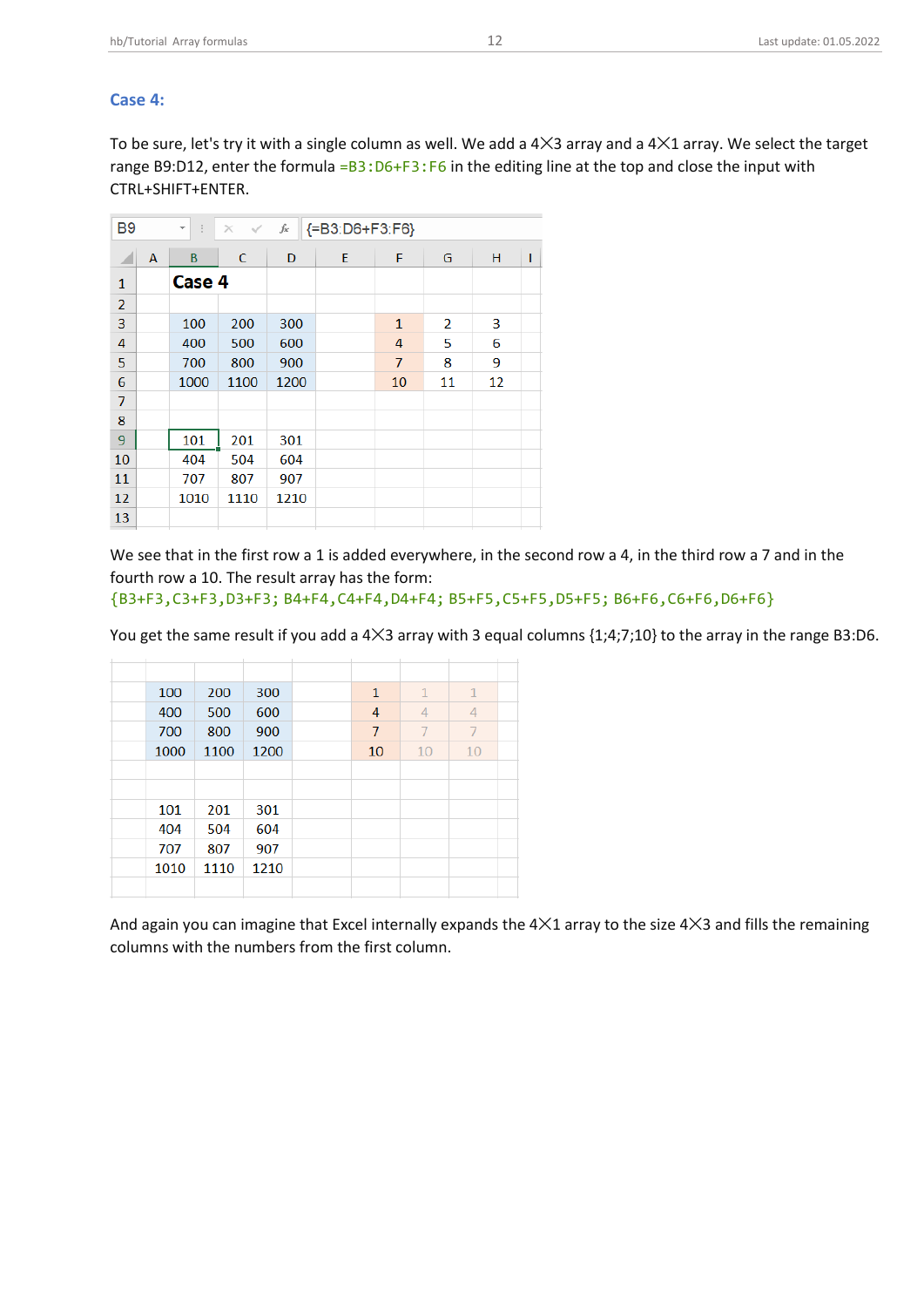### Case 4:

To be sure, let's try it with a single column as well. We add a 4✕3 array and a 4✕1 array. We select the target range B9:D12, enter the formula `=B3:D6+F3:F6` in the editing line at the top and close the input with CTRL+SHIFT+ENTER.

B9 | {=B3:D6+F3:F6}

| | A | B | C | D | E | F | G | H | I |
|---|---|---|---|---|---|---|---|---|---|
| 1 | | **Case 4** | | | | | | | |
| 2 | | | | | | | | | |
| 3 | | 100 | 200 | 300 | | 1 | 2 | 3 | |
| 4 | | 400 | 500 | 600 | | 4 | 5 | 6 | |
| 5 | | 700 | 800 | 900 | | 7 | 8 | 9 | |
| 6 | | 1000 | 1100 | 1200 | | 10 | 11 | 12 | |
| 7 | | | | | | | | | |
| 8 | | | | | | | | | |
| 9 | | 101 | 201 | 301 | | | | | |
| 10 | | 404 | 504 | 604 | | | | | |
| 11 | | 707 | 807 | 907 | | | | | |
| 12 | | 1010 | 1110 | 1210 | | | | | |
| 13 | | | | | | | | | |

We see that in the first row a 1 is added everywhere, in the second row a 4, in the third row a 7 and in the fourth row a 10. The result array has the form:
`{B3+F3,C3+F3,D3+F3; B4+F4,C4+F4,D4+F4; B5+F5,C5+F5,D5+F5; B6+F6,C6+F6,D6+F6}`

You get the same result if you add a 4✕3 array with 3 equal columns {1;4;7;10} to the array in the range B3:D6.

| | | | | | | | |
|---|---|---|---|---|---|---|---|
| | 100 | 200 | 300 | | 1 | 1 | 1 |
| | 400 | 500 | 600 | | 4 | 4 | 4 |
| | 700 | 800 | 900 | | 7 | 7 | 7 |
| | 1000 | 1100 | 1200 | | 10 | 10 | 10 |
| | | | | | | | |
| | | | | | | | |
| | 101 | 201 | 301 | | | | |
| | 404 | 504 | 604 | | | | |
| | 707 | 807 | 907 | | | | |
| | 1010 | 1110 | 1210 | | | | |

And again you can imagine that Excel internally expands the 4✕1 array to the size 4✕3 and fills the remaining columns with the numbers from the first column.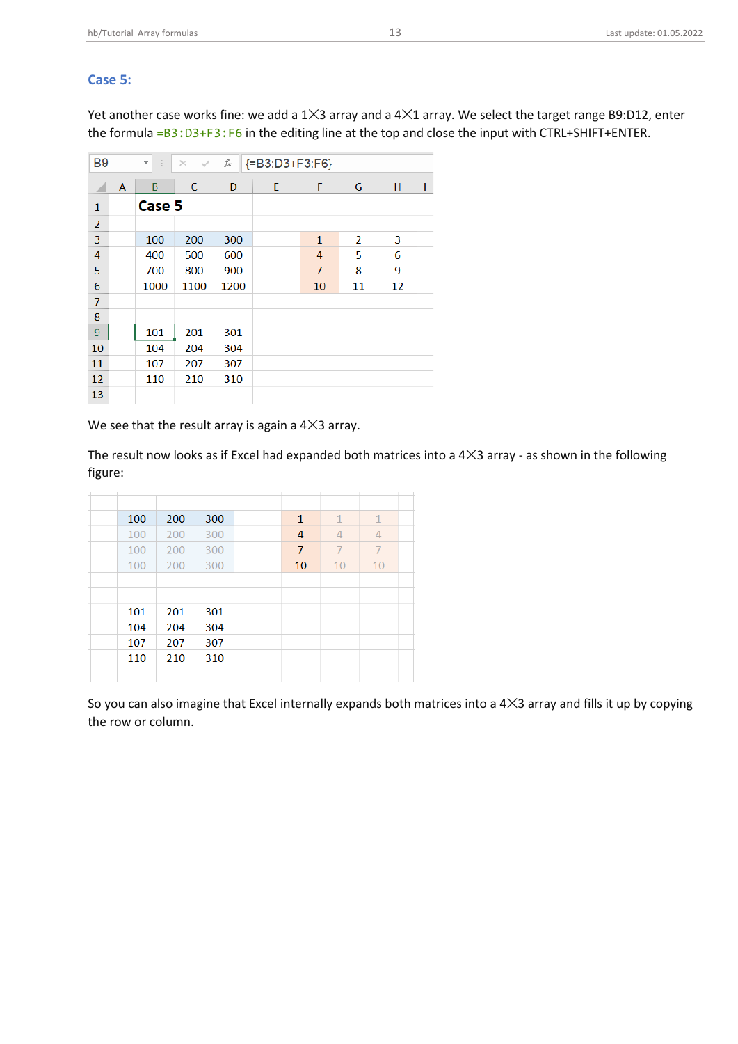### Case 5:

Yet another case works fine: we add a 1×3 array and a 4×1 array. We select the target range B9:D12, enter the formula `=B3:D3+F3:F6` in the editing line at the top and close the input with CTRL+SHIFT+ENTER.

B9 | {=B3:D3+F3:F6}

| | A | B | C | D | E | F | G | H | I |
|---|---|---|---|---|---|---|---|---|---|
| 1 | | **Case 5** | | | | | | | |
| 2 | | | | | | | | | |
| 3 | | 100 | 200 | 300 | | 1 | 2 | 3 | |
| 4 | | 400 | 500 | 600 | | 4 | 5 | 6 | |
| 5 | | 700 | 800 | 900 | | 7 | 8 | 9 | |
| 6 | | 1000 | 1100 | 1200 | | 10 | 11 | 12 | |
| 7 | | | | | | | | | |
| 8 | | | | | | | | | |
| 9 | | 101 | 201 | 301 | | | | | |
| 10 | | 104 | 204 | 304 | | | | | |
| 11 | | 107 | 207 | 307 | | | | | |
| 12 | | 110 | 210 | 310 | | | | | |
| 13 | | | | | | | | | |

We see that the result array is again a 4×3 array.

The result now looks as if Excel had expanded both matrices into a 4×3 array - as shown in the following figure:

| | | | | | | |
|---|---|---|---|---|---|---|
| 100 | 200 | 300 | | 1 | 1 | 1 |
| 100 | 200 | 300 | | 4 | 4 | 4 |
| 100 | 200 | 300 | | 7 | 7 | 7 |
| 100 | 200 | 300 | | 10 | 10 | 10 |
| | | | | | | |
| | | | | | | |
| 101 | 201 | 301 | | | | |
| 104 | 204 | 304 | | | | |
| 107 | 207 | 307 | | | | |
| 110 | 210 | 310 | | | | |

So you can also imagine that Excel internally expands both matrices into a 4×3 array and fills it up by copying the row or column.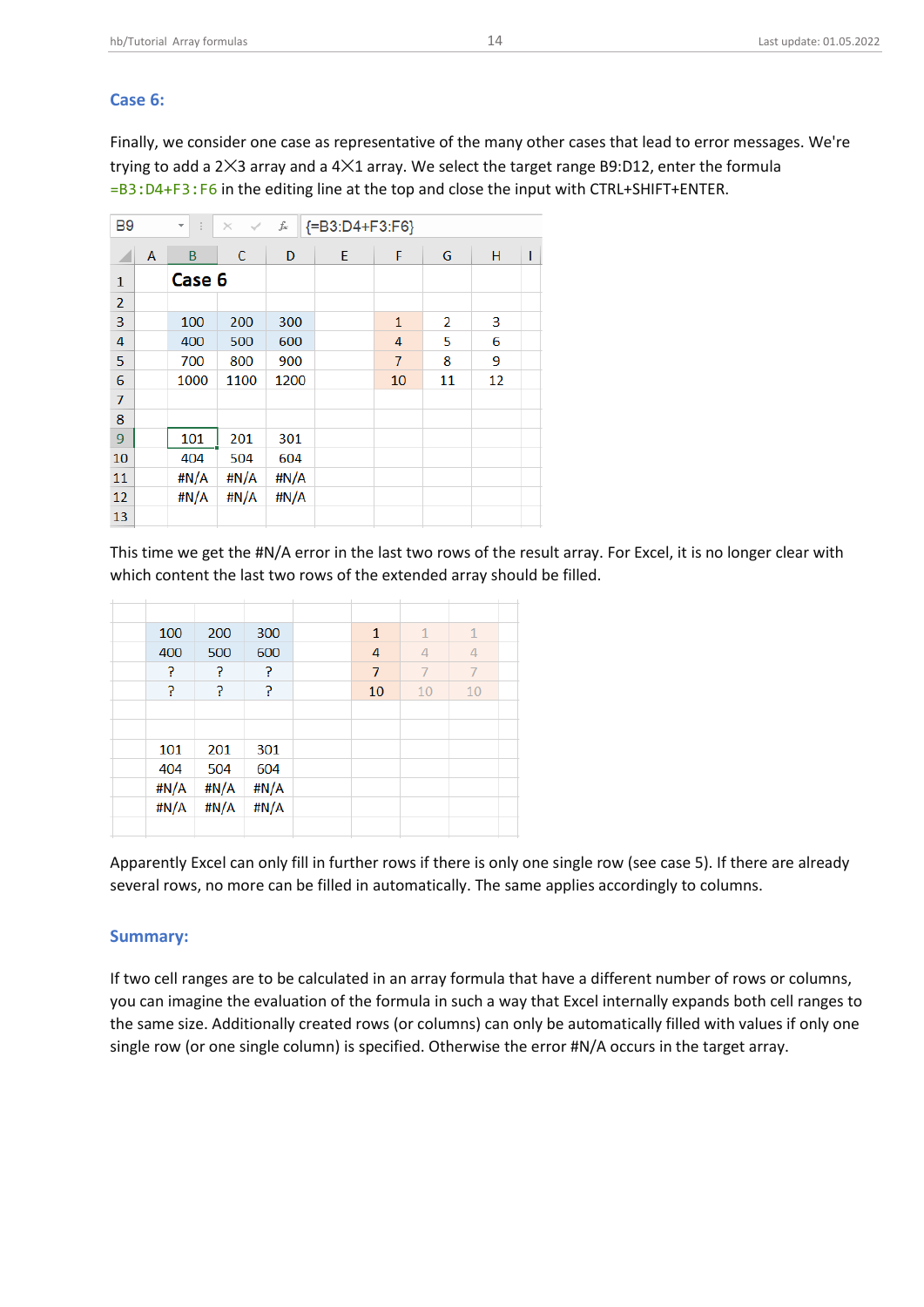## Case 6:

Finally, we consider one case as representative of the many other cases that lead to error messages. We're trying to add a 2X3 array and a 4X1 array. We select the target range B9:D12, enter the formula =B3:D4+F3:F6 in the editing line at the top and close the input with CTRL+SHIFT+ENTER.

B9 | {=B3:D4+F3:F6}

| | A | B | C | D | E | F | G | H | I |
|---|---|---|---|---|---|---|---|---|---|
| 1 | | Case 6 | | | | | | | |
| 2 | | | | | | | | | |
| 3 | | 100 | 200 | 300 | | 1 | 2 | 3 | |
| 4 | | 400 | 500 | 600 | | 4 | 5 | 6 | |
| 5 | | 700 | 800 | 900 | | 7 | 8 | 9 | |
| 6 | | 1000 | 1100 | 1200 | | 10 | 11 | 12 | |
| 7 | | | | | | | | | |
| 8 | | | | | | | | | |
| 9 | | 101 | 201 | 301 | | | | | |
| 10 | | 404 | 504 | 604 | | | | | |
| 11 | | #N/A | #N/A | #N/A | | | | | |
| 12 | | #N/A | #N/A | #N/A | | | | | |
| 13 | | | | | | | | | |

This time we get the #N/A error in the last two rows of the result array. For Excel, it is no longer clear with which content the last two rows of the extended array should be filled.

| | | | | | | |
|---|---|---|---|---|---|---|
| 100 | 200 | 300 | | 1 | 1 | 1 |
| 400 | 500 | 600 | | 4 | 4 | 4 |
| ? | ? | ? | | 7 | 7 | 7 |
| ? | ? | ? | | 10 | 10 | 10 |
| | | | | | | |
| | | | | | | |
| 101 | 201 | 301 | | | | |
| 404 | 504 | 604 | | | | |
| #N/A | #N/A | #N/A | | | | |
| #N/A | #N/A | #N/A | | | | |

Apparently Excel can only fill in further rows if there is only one single row (see case 5). If there are already several rows, no more can be filled in automatically. The same applies accordingly to columns.

## Summary:

If two cell ranges are to be calculated in an array formula that have a different number of rows or columns, you can imagine the evaluation of the formula in such a way that Excel internally expands both cell ranges to the same size. Additionally created rows (or columns) can only be automatically filled with values if only one single row (or one single column) is specified. Otherwise the error #N/A occurs in the target array.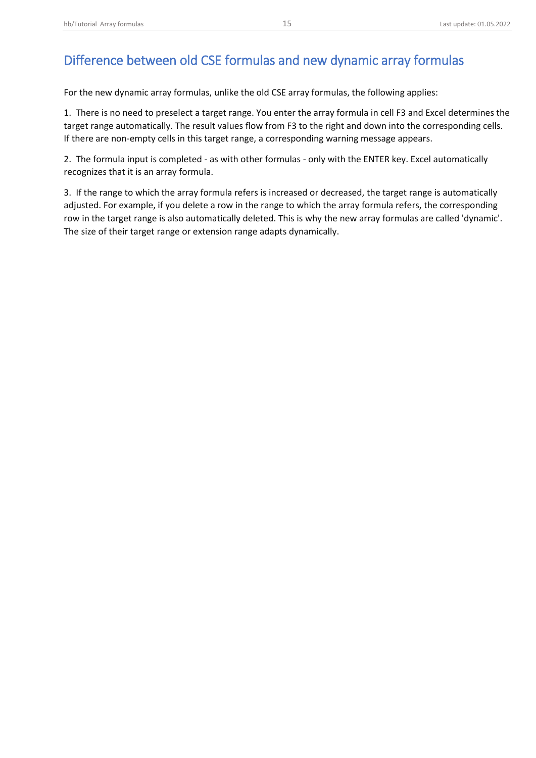## Difference between old CSE formulas and new dynamic array formulas

For the new dynamic array formulas, unlike the old CSE array formulas, the following applies:

1. There is no need to preselect a target range. You enter the array formula in cell F3 and Excel determines the target range automatically. The result values flow from F3 to the right and down into the corresponding cells. If there are non-empty cells in this target range, a corresponding warning message appears.

2. The formula input is completed - as with other formulas - only with the ENTER key. Excel automatically recognizes that it is an array formula.

3. If the range to which the array formula refers is increased or decreased, the target range is automatically adjusted. For example, if you delete a row in the range to which the array formula refers, the corresponding row in the target range is also automatically deleted. This is why the new array formulas are called 'dynamic'. The size of their target range or extension range adapts dynamically.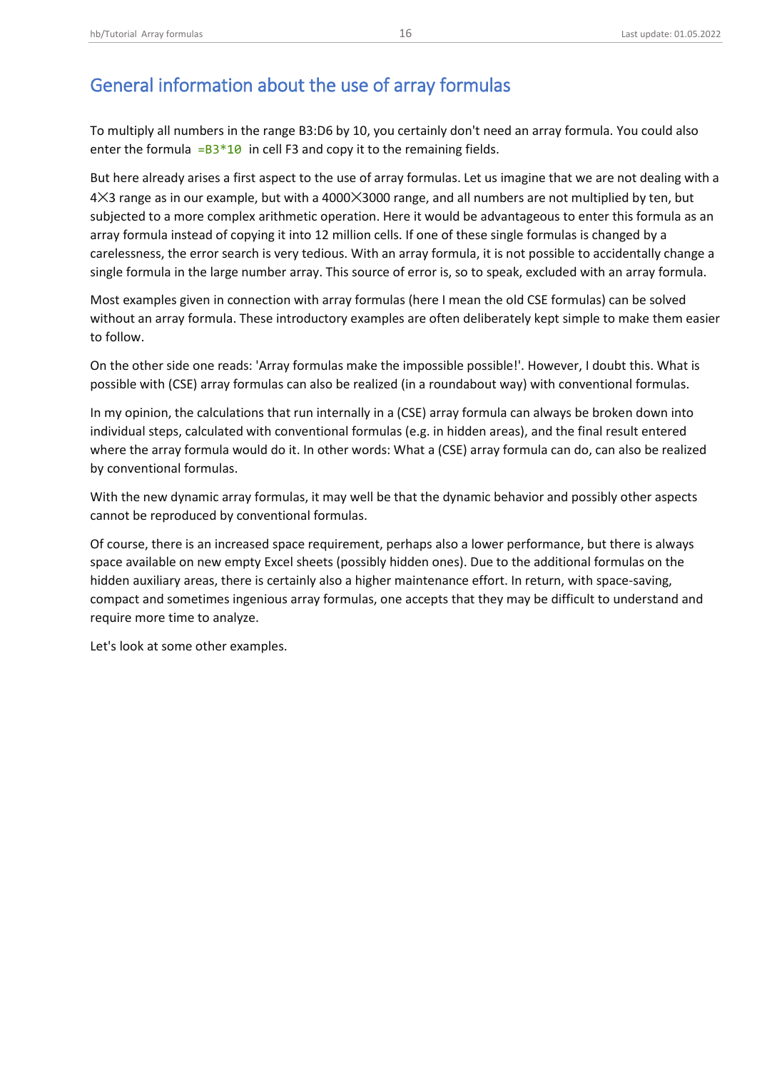# General information about the use of array formulas

To multiply all numbers in the range B3:D6 by 10, you certainly don't need an array formula. You could also enter the formula `=B3*10` in cell F3 and copy it to the remaining fields.

But here already arises a first aspect to the use of array formulas. Let us imagine that we are not dealing with a 4⨉3 range as in our example, but with a 4000⨉3000 range, and all numbers are not multiplied by ten, but subjected to a more complex arithmetic operation. Here it would be advantageous to enter this formula as an array formula instead of copying it into 12 million cells. If one of these single formulas is changed by a carelessness, the error search is very tedious. With an array formula, it is not possible to accidentally change a single formula in the large number array. This source of error is, so to speak, excluded with an array formula.

Most examples given in connection with array formulas (here I mean the old CSE formulas) can be solved without an array formula. These introductory examples are often deliberately kept simple to make them easier to follow.

On the other side one reads: 'Array formulas make the impossible possible!'. However, I doubt this. What is possible with (CSE) array formulas can also be realized (in a roundabout way) with conventional formulas.

In my opinion, the calculations that run internally in a (CSE) array formula can always be broken down into individual steps, calculated with conventional formulas (e.g. in hidden areas), and the final result entered where the array formula would do it. In other words: What a (CSE) array formula can do, can also be realized by conventional formulas.

With the new dynamic array formulas, it may well be that the dynamic behavior and possibly other aspects cannot be reproduced by conventional formulas.

Of course, there is an increased space requirement, perhaps also a lower performance, but there is always space available on new empty Excel sheets (possibly hidden ones). Due to the additional formulas on the hidden auxiliary areas, there is certainly also a higher maintenance effort. In return, with space-saving, compact and sometimes ingenious array formulas, one accepts that they may be difficult to understand and require more time to analyze.

Let's look at some other examples.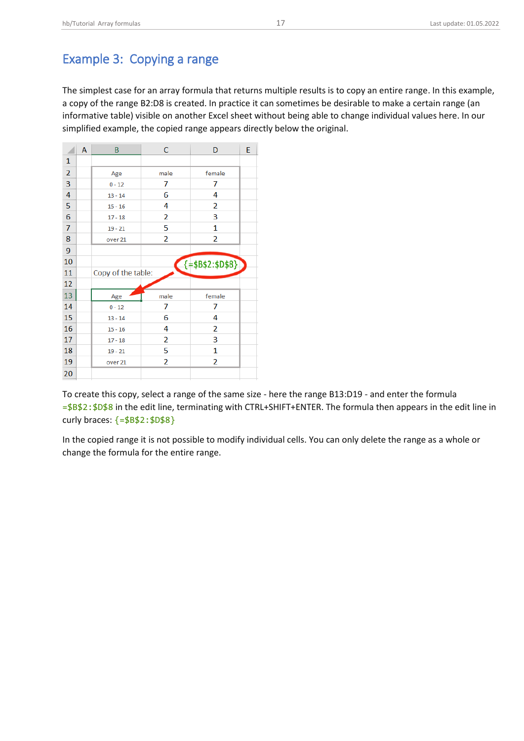# Example 3: Copying a range

The simplest case for an array formula that returns multiple results is to copy an entire range. In this example, a copy of the range B2:D8 is created. In practice it can sometimes be desirable to make a certain range (an informative table) visible on another Excel sheet without being able to change individual values here. In our simplified example, the copied range appears directly below the original.

| | A | B | C | D | E |
|---|---|---|---|---|---|
| 1 | | | | | |
| 2 | | Age | male | female | |
| 3 | | 0 - 12 | 7 | 7 | |
| 4 | | 13 - 14 | 6 | 4 | |
| 5 | | 15 - 16 | 4 | 2 | |
| 6 | | 17 - 18 | 2 | 3 | |
| 7 | | 19 - 21 | 5 | 1 | |
| 8 | | over 21 | 2 | 2 | |
| 9 | | | | | |
| 10 | | | | {=$B$2:$D$8} | |
| 11 | | Copy of the table: | | | |
| 12 | | | | | |
| 13 | | Age | male | female | |
| 14 | | 0 - 12 | 7 | 7 | |
| 15 | | 13 - 14 | 6 | 4 | |
| 16 | | 15 - 16 | 4 | 2 | |
| 17 | | 17 - 18 | 2 | 3 | |
| 18 | | 19 - 21 | 5 | 1 | |
| 19 | | over 21 | 2 | 2 | |
| 20 | | | | | |

To create this copy, select a range of the same size - here the range B13:D19 - and enter the formula `=$B$2:$D$8` in the edit line, terminating with CTRL+SHIFT+ENTER. The formula then appears in the edit line in curly braces: `{=$B$2:$D$8}`

In the copied range it is not possible to modify individual cells. You can only delete the range as a whole or change the formula for the entire range.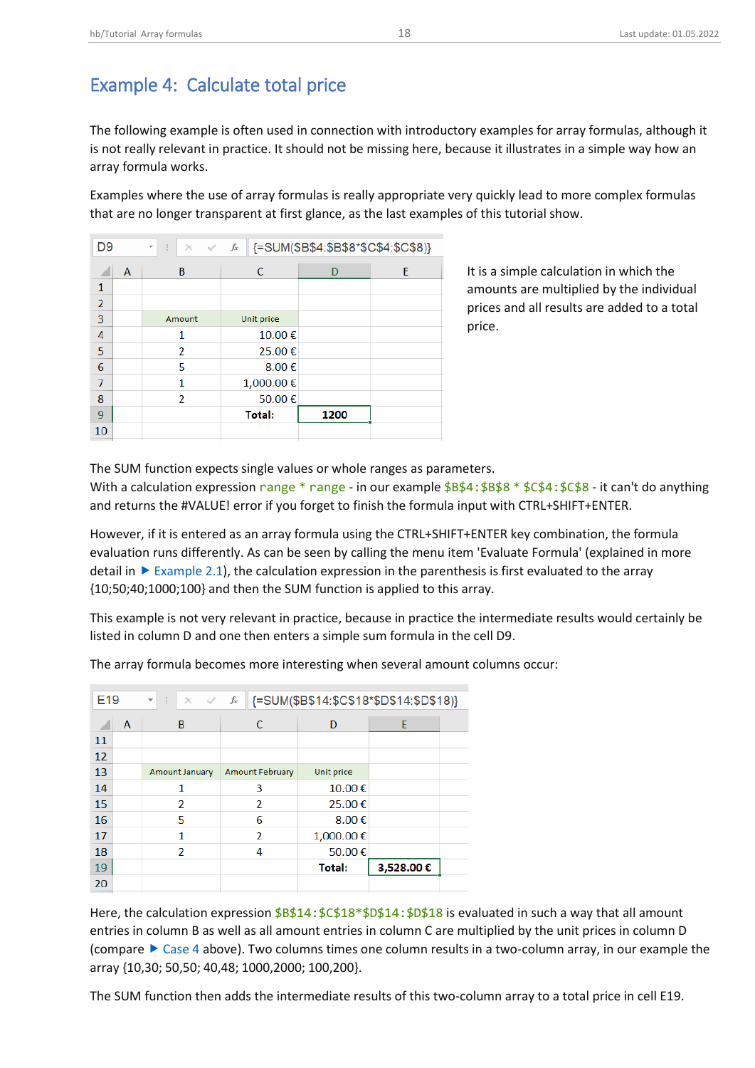## Example 4: Calculate total price

The following example is often used in connection with introductory examples for array formulas, although it is not really relevant in practice. It should not be missing here, because it illustrates in a simple way how an array formula works.

Examples where the use of array formulas is really appropriate very quickly lead to more complex formulas that are no longer transparent at first glance, as the last examples of this tutorial show.

D9: `{=SUM($B$4:$B$8*$C$4:$C$8)}`

| | A | B | C | D | E |
|---|---|---|---|---|---|
| 1 | | | | | |
| 2 | | | | | |
| 3 | | Amount | Unit price | | |
| 4 | | 1 | 10.00 € | | |
| 5 | | 2 | 25.00 € | | |
| 6 | | 5 | 8.00 € | | |
| 7 | | 1 | 1,000.00 € | | |
| 8 | | 2 | 50.00 € | | |
| 9 | | | **Total:** | **1200** | |
| 10 | | | | | |

It is a simple calculation in which the amounts are multiplied by the individual prices and all results are added to a total price.

The SUM function expects single values or whole ranges as parameters.
With a calculation expression `range * range` - in our example `$B$4:$B$8 * $C$4:$C$8` - it can't do anything and returns the #VALUE! error if you forget to finish the formula input with CTRL+SHIFT+ENTER.

However, if it is entered as an array formula using the CTRL+SHIFT+ENTER key combination, the formula evaluation runs differently. As can be seen by calling the menu item 'Evaluate Formula' (explained in more detail in ▶ Example 2.1), the calculation expression in the parenthesis is first evaluated to the array {10;50;40;1000;100} and then the SUM function is applied to this array.

This example is not very relevant in practice, because in practice the intermediate results would certainly be listed in column D and one then enters a simple sum formula in the cell D9.

The array formula becomes more interesting when several amount columns occur:

E19: `{=SUM($B$14:$C$18*$D$14:$D$18)}`

| | A | B | C | D | E |
|---|---|---|---|---|---|
| 11 | | | | | |
| 12 | | | | | |
| 13 | | Amount January | Amount February | Unit price | |
| 14 | | 1 | 3 | 10.00 € | |
| 15 | | 2 | 2 | 25.00 € | |
| 16 | | 5 | 6 | 8.00 € | |
| 17 | | 1 | 2 | 1,000.00 € | |
| 18 | | 2 | 4 | 50.00 € | |
| 19 | | | | **Total:** | **3,528.00 €** |
| 20 | | | | | |

Here, the calculation expression `$B$14:$C$18*$D$14:$D$18` is evaluated in such a way that all amount entries in column B as well as all amount entries in column C are multiplied by the unit prices in column D (compare ▶ Case 4 above). Two columns times one column results in a two-column array, in our example the array {10,30; 50,50; 40,48; 1000,2000; 100,200}.

The SUM function then adds the intermediate results of this two-column array to a total price in cell E19.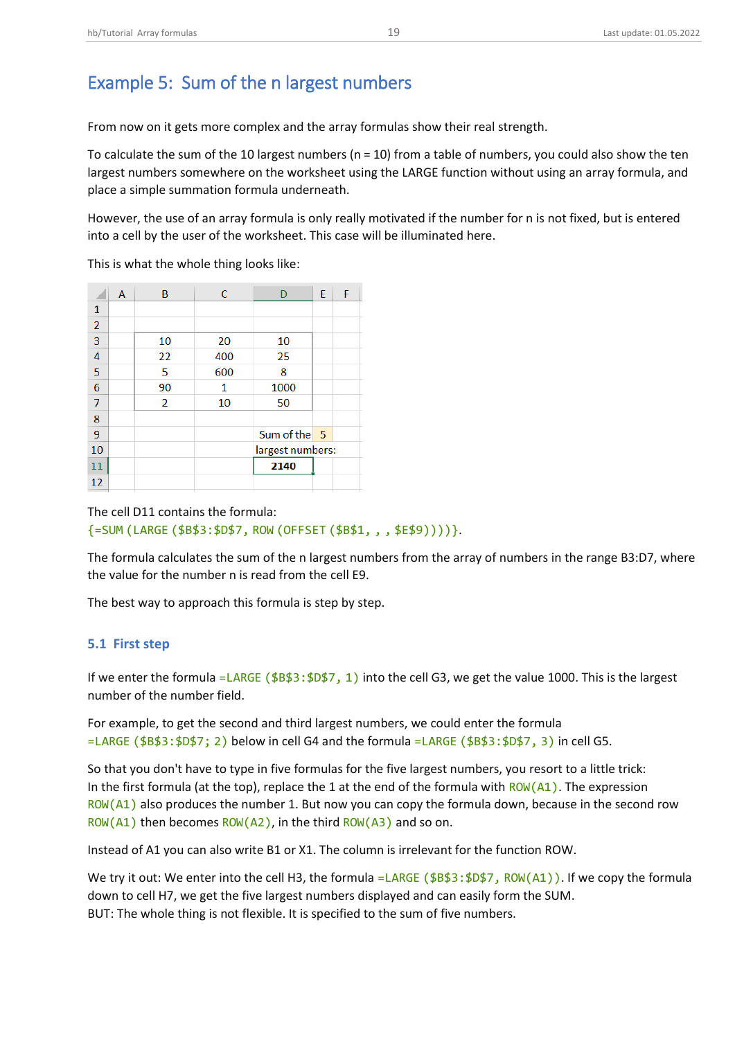# Example 5: Sum of the n largest numbers

From now on it gets more complex and the array formulas show their real strength.

To calculate the sum of the 10 largest numbers (n = 10) from a table of numbers, you could also show the ten largest numbers somewhere on the worksheet using the LARGE function without using an array formula, and place a simple summation formula underneath.

However, the use of an array formula is only really motivated if the number for n is not fixed, but is entered into a cell by the user of the worksheet. This case will be illuminated here.

This is what the whole thing looks like:

| | A | B | C | D | E | F |
|---|---|---|---|---|---|---|
| 1 | | | | | | |
| 2 | | | | | | |
| 3 | | 10 | 20 | 10 | | |
| 4 | | 22 | 400 | 25 | | |
| 5 | | 5 | 600 | 8 | | |
| 6 | | 90 | 1 | 1000 | | |
| 7 | | 2 | 10 | 50 | | |
| 8 | | | | | | |
| 9 | | | | Sum of the | 5 | |
| 10 | | | | largest numbers: | | |
| 11 | | | | **2140** | | |
| 12 | | | | | | |

The cell D11 contains the formula:
`{=SUM (LARGE ($B$3:$D$7, ROW (OFFSET ($B$1, , , $E$9))))}`.

The formula calculates the sum of the n largest numbers from the array of numbers in the range B3:D7, where the value for the number n is read from the cell E9.

The best way to approach this formula is step by step.

## 5.1 First step

If we enter the formula `=LARGE ($B$3:$D$7, 1)` into the cell G3, we get the value 1000. This is the largest number of the number field.

For example, to get the second and third largest numbers, we could enter the formula `=LARGE ($B$3:$D$7; 2)` below in cell G4 and the formula `=LARGE ($B$3:$D$7, 3)` in cell G5.

So that you don't have to type in five formulas for the five largest numbers, you resort to a little trick:
In the first formula (at the top), replace the 1 at the end of the formula with `ROW(A1)`. The expression `ROW(A1)` also produces the number 1. But now you can copy the formula down, because in the second row `ROW(A1)` then becomes `ROW(A2)`, in the third `ROW(A3)` and so on.

Instead of A1 you can also write B1 or X1. The column is irrelevant for the function ROW.

We try it out: We enter into the cell H3, the formula `=LARGE ($B$3:$D$7, ROW(A1))`. If we copy the formula down to cell H7, we get the five largest numbers displayed and can easily form the SUM.
BUT: The whole thing is not flexible. It is specified to the sum of five numbers.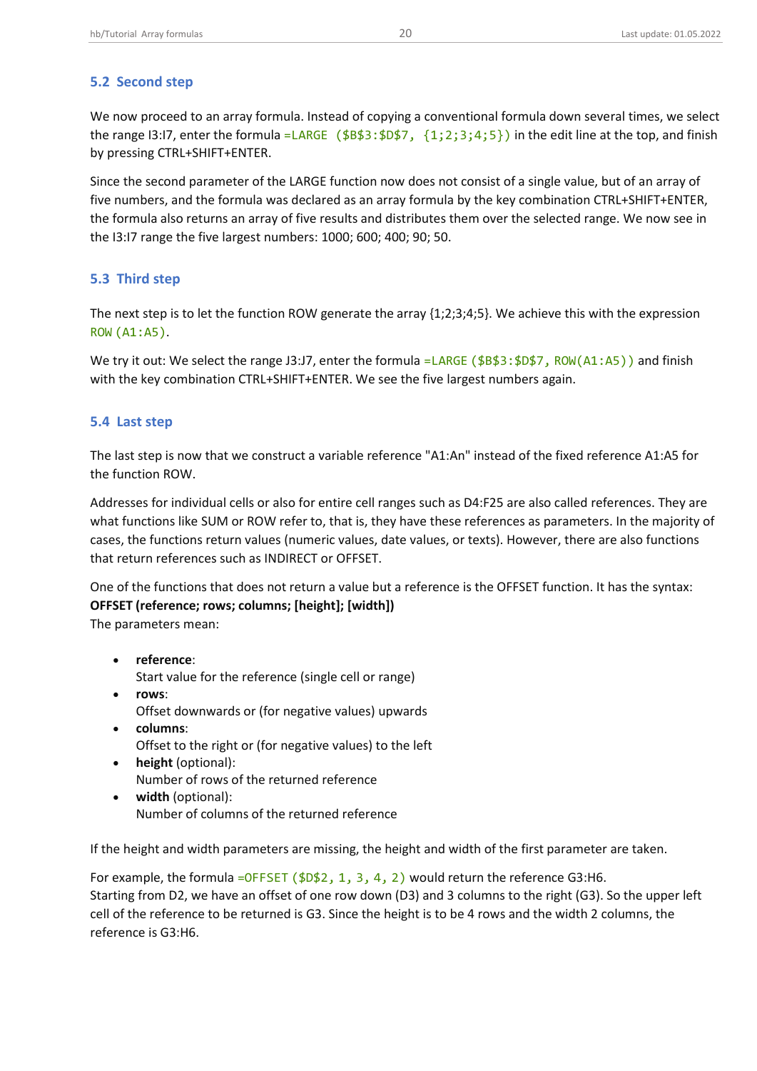## 5.2 Second step

We now proceed to an array formula. Instead of copying a conventional formula down several times, we select the range I3:I7, enter the formula `=LARGE ($B$3:$D$7, {1;2;3;4;5})` in the edit line at the top, and finish by pressing CTRL+SHIFT+ENTER.

Since the second parameter of the LARGE function now does not consist of a single value, but of an array of five numbers, and the formula was declared as an array formula by the key combination CTRL+SHIFT+ENTER, the formula also returns an array of five results and distributes them over the selected range. We now see in the I3:I7 range the five largest numbers: 1000; 600; 400; 90; 50.

## 5.3 Third step

The next step is to let the function ROW generate the array {1;2;3;4;5}. We achieve this with the expression `ROW (A1:A5)`.

We try it out: We select the range J3:J7, enter the formula `=LARGE ($B$3:$D$7, ROW(A1:A5))` and finish with the key combination CTRL+SHIFT+ENTER. We see the five largest numbers again.

## 5.4 Last step

The last step is now that we construct a variable reference "A1:An" instead of the fixed reference A1:A5 for the function ROW.

Addresses for individual cells or also for entire cell ranges such as D4:F25 are also called references. They are what functions like SUM or ROW refer to, that is, they have these references as parameters. In the majority of cases, the functions return values (numeric values, date values, or texts). However, there are also functions that return references such as INDIRECT or OFFSET.

One of the functions that does not return a value but a reference is the OFFSET function. It has the syntax:
**OFFSET (reference; rows; columns; [height]; [width])**
The parameters mean:

- **reference**:
  Start value for the reference (single cell or range)
- **rows**:
  Offset downwards or (for negative values) upwards
- **columns**:
  Offset to the right or (for negative values) to the left
- **height** (optional):
  Number of rows of the returned reference
- **width** (optional):
  Number of columns of the returned reference

If the height and width parameters are missing, the height and width of the first parameter are taken.

For example, the formula `=OFFSET ($D$2, 1, 3, 4, 2)` would return the reference G3:H6.
Starting from D2, we have an offset of one row down (D3) and 3 columns to the right (G3). So the upper left cell of the reference to be returned is G3. Since the height is to be 4 rows and the width 2 columns, the reference is G3:H6.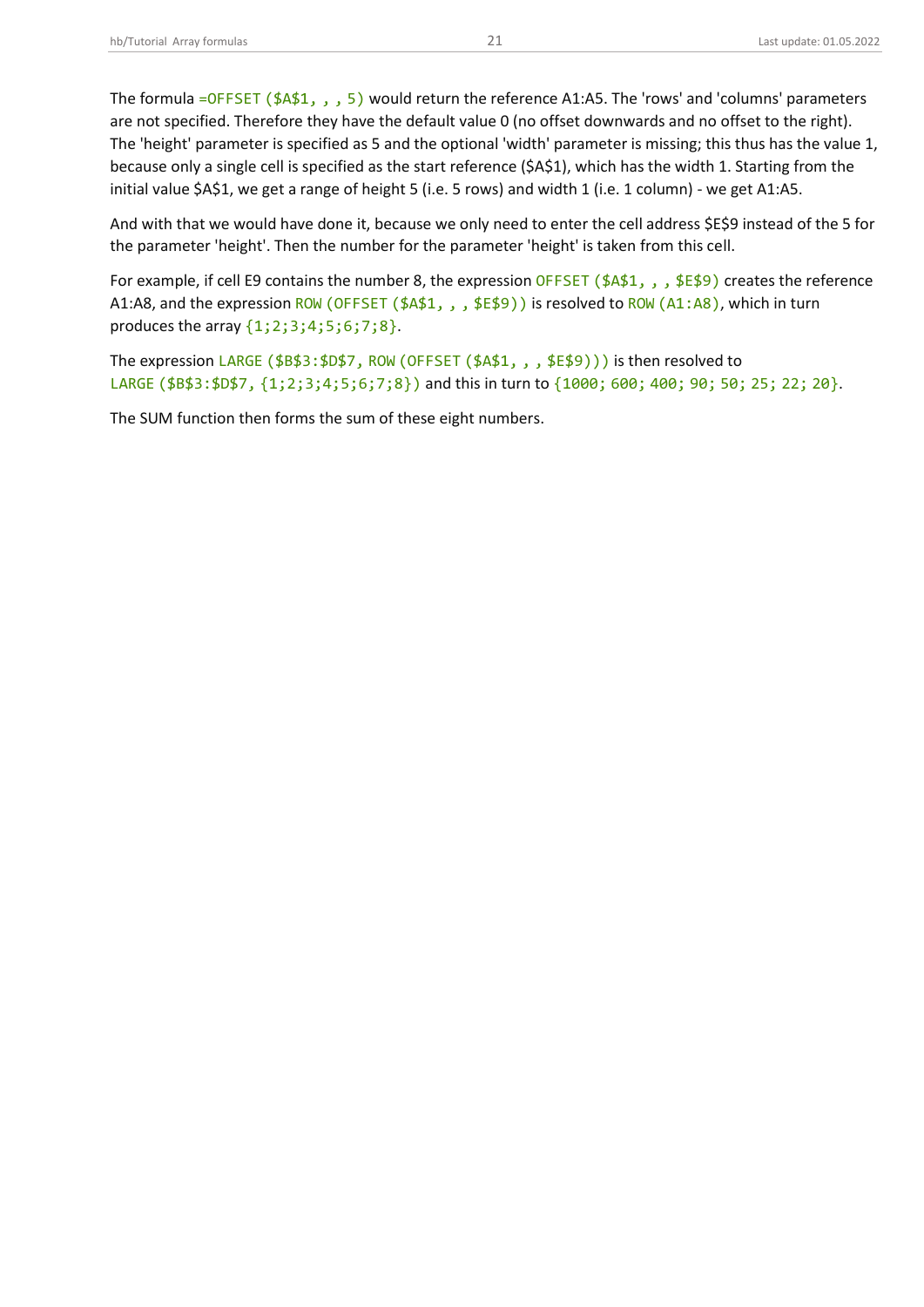The formula `=OFFSET($A$1,,,5)` would return the reference A1:A5. The 'rows' and 'columns' parameters are not specified. Therefore they have the default value 0 (no offset downwards and no offset to the right). The 'height' parameter is specified as 5 and the optional 'width' parameter is missing; this thus has the value 1, because only a single cell is specified as the start reference ($A$1), which has the width 1. Starting from the initial value $A$1, we get a range of height 5 (i.e. 5 rows) and width 1 (i.e. 1 column) - we get A1:A5.

And with that we would have done it, because we only need to enter the cell address $E$9 instead of the 5 for the parameter 'height'. Then the number for the parameter 'height' is taken from this cell.

For example, if cell E9 contains the number 8, the expression `OFFSET($A$1,,,$E$9)` creates the reference A1:A8, and the expression `ROW(OFFSET($A$1,,,$E$9))` is resolved to `ROW(A1:A8)`, which in turn produces the array `{1;2;3;4;5;6;7;8}`.

The expression `LARGE($B$3:$D$7,ROW(OFFSET($A$1,,,$E$9)))` is then resolved to `LARGE($B$3:$D$7,{1;2;3;4;5;6;7;8})` and this in turn to `{1000;600;400;90;50;25;22;20}`.

The SUM function then forms the sum of these eight numbers.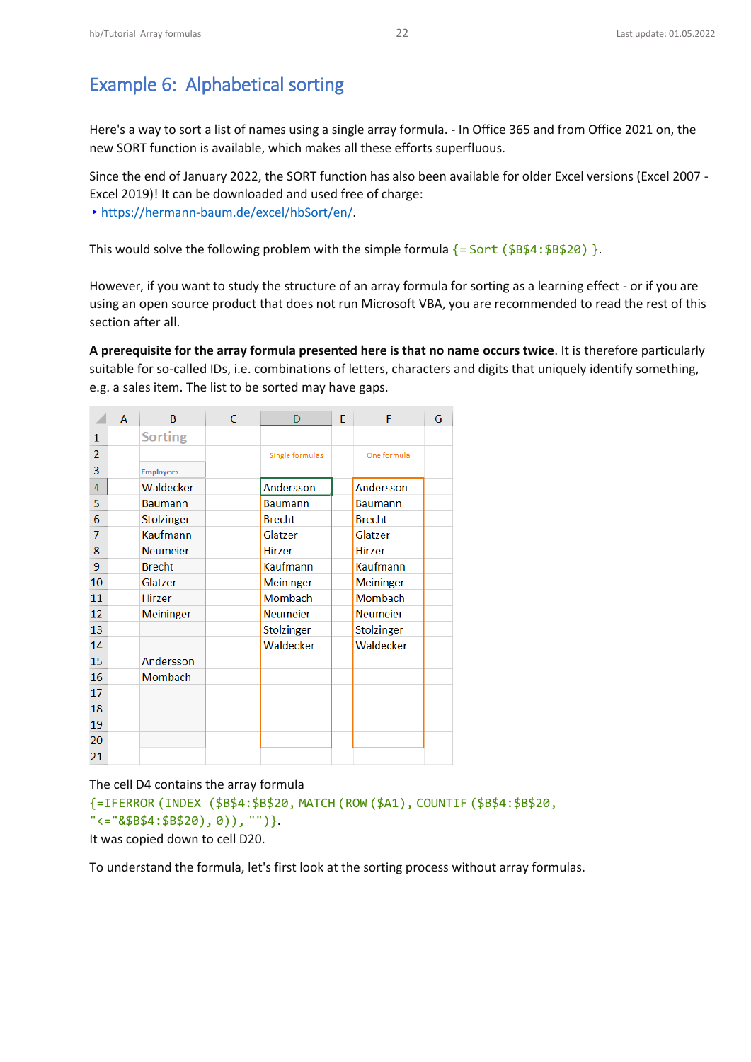## Example 6: Alphabetical sorting

Here's a way to sort a list of names using a single array formula. - In Office 365 and from Office 2021 on, the new SORT function is available, which makes all these efforts superfluous.

Since the end of January 2022, the SORT function has also been available for older Excel versions (Excel 2007 - Excel 2019)! It can be downloaded and used free of charge:
‣ https://hermann-baum.de/excel/hbSort/en/.

This would solve the following problem with the simple formula `{= Sort ($B$4:$B$20) }`.

However, if you want to study the structure of an array formula for sorting as a learning effect - or if you are using an open source product that does not run Microsoft VBA, you are recommended to read the rest of this section after all.

**A prerequisite for the array formula presented here is that no name occurs twice**. It is therefore particularly suitable for so-called IDs, i.e. combinations of letters, characters and digits that uniquely identify something, e.g. a sales item. The list to be sorted may have gaps.

| | A | B | C | D | E | F | G |
|---|---|---|---|---|---|---|---|
| 1 | | Sorting | | | | | |
| 2 | | | | Single formulas | | One formula | |
| 3 | | Employees | | | | | |
| 4 | | Waldecker | | Andersson | | Andersson | |
| 5 | | Baumann | | Baumann | | Baumann | |
| 6 | | Stolzinger | | Brecht | | Brecht | |
| 7 | | Kaufmann | | Glatzer | | Glatzer | |
| 8 | | Neumeier | | Hirzer | | Hirzer | |
| 9 | | Brecht | | Kaufmann | | Kaufmann | |
| 10 | | Glatzer | | Meininger | | Meininger | |
| 11 | | Hirzer | | Mombach | | Mombach | |
| 12 | | Meininger | | Neumeier | | Neumeier | |
| 13 | | | | Stolzinger | | Stolzinger | |
| 14 | | | | Waldecker | | Waldecker | |
| 15 | | Andersson | | | | | |
| 16 | | Mombach | | | | | |
| 17 | | | | | | | |
| 18 | | | | | | | |
| 19 | | | | | | | |
| 20 | | | | | | | |
| 21 | | | | | | | |

The cell D4 contains the array formula

```
{=IFERROR(INDEX ($B$4:$B$20, MATCH(ROW($A1), COUNTIF ($B$4:$B$20,
"<="&$B$4:$B$20), 0)), "")}.
```

It was copied down to cell D20.

To understand the formula, let's first look at the sorting process without array formulas.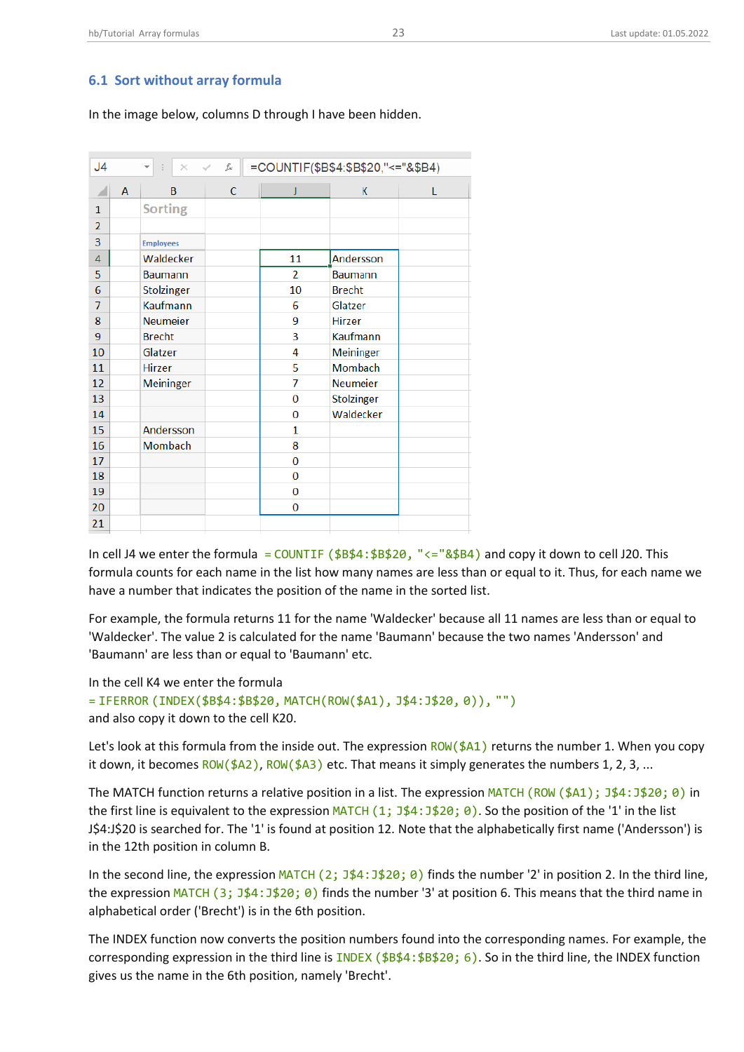## 6.1 Sort without array formula

In the image below, columns D through I have been hidden.

J4 =COUNTIF($B$4:$B$20,"<="&$B4)

| | A | B | C | J | K | L |
|---|---|---|---|---|---|---|
| 1 | | Sorting | | | | |
| 2 | | | | | | |
| 3 | | Employees | | | | |
| 4 | | Waldecker | | 11 | Andersson | |
| 5 | | Baumann | | 2 | Baumann | |
| 6 | | Stolzinger | | 10 | Brecht | |
| 7 | | Kaufmann | | 6 | Glatzer | |
| 8 | | Neumeier | | 9 | Hirzer | |
| 9 | | Brecht | | 3 | Kaufmann | |
| 10 | | Glatzer | | 4 | Meininger | |
| 11 | | Hirzer | | 5 | Mombach | |
| 12 | | Meininger | | 7 | Neumeier | |
| 13 | | | | 0 | Stolzinger | |
| 14 | | | | 0 | Waldecker | |
| 15 | | Andersson | | 1 | | |
| 16 | | Mombach | | 8 | | |
| 17 | | | | 0 | | |
| 18 | | | | 0 | | |
| 19 | | | | 0 | | |
| 20 | | | | 0 | | |
| 21 | | | | | | |

In cell J4 we enter the formula `= COUNTIF ($B$4:$B$20, "<="&$B4)` and copy it down to cell J20. This formula counts for each name in the list how many names are less than or equal to it. Thus, for each name we have a number that indicates the position of the name in the sorted list.

For example, the formula returns 11 for the name 'Waldecker' because all 11 names are less than or equal to 'Waldecker'. The value 2 is calculated for the name 'Baumann' because the two names 'Andersson' and 'Baumann' are less than or equal to 'Baumann' etc.

In the cell K4 we enter the formula
`= IFERROR (INDEX($B$4:$B$20, MATCH(ROW($A1), J$4:J$20, 0)), "")`
and also copy it down to the cell K20.

Let's look at this formula from the inside out. The expression `ROW($A1)` returns the number 1. When you copy it down, it becomes `ROW($A2)`, `ROW($A3)` etc. That means it simply generates the numbers 1, 2, 3, ...

The MATCH function returns a relative position in a list. The expression `MATCH (ROW ($A1); J$4:J$20; 0)` in the first line is equivalent to the expression `MATCH (1; J$4:J$20; 0)`. So the position of the '1' in the list J$4:J$20 is searched for. The '1' is found at position 12. Note that the alphabetically first name ('Andersson') is in the 12th position in column B.

In the second line, the expression `MATCH (2; J$4:J$20; 0)` finds the number '2' in position 2. In the third line, the expression `MATCH (3; J$4:J$20; 0)` finds the number '3' at position 6. This means that the third name in alphabetical order ('Brecht') is in the 6th position.

The INDEX function now converts the position numbers found into the corresponding names. For example, the corresponding expression in the third line is `INDEX ($B$4:$B$20; 6)`. So in the third line, the INDEX function gives us the name in the 6th position, namely 'Brecht'.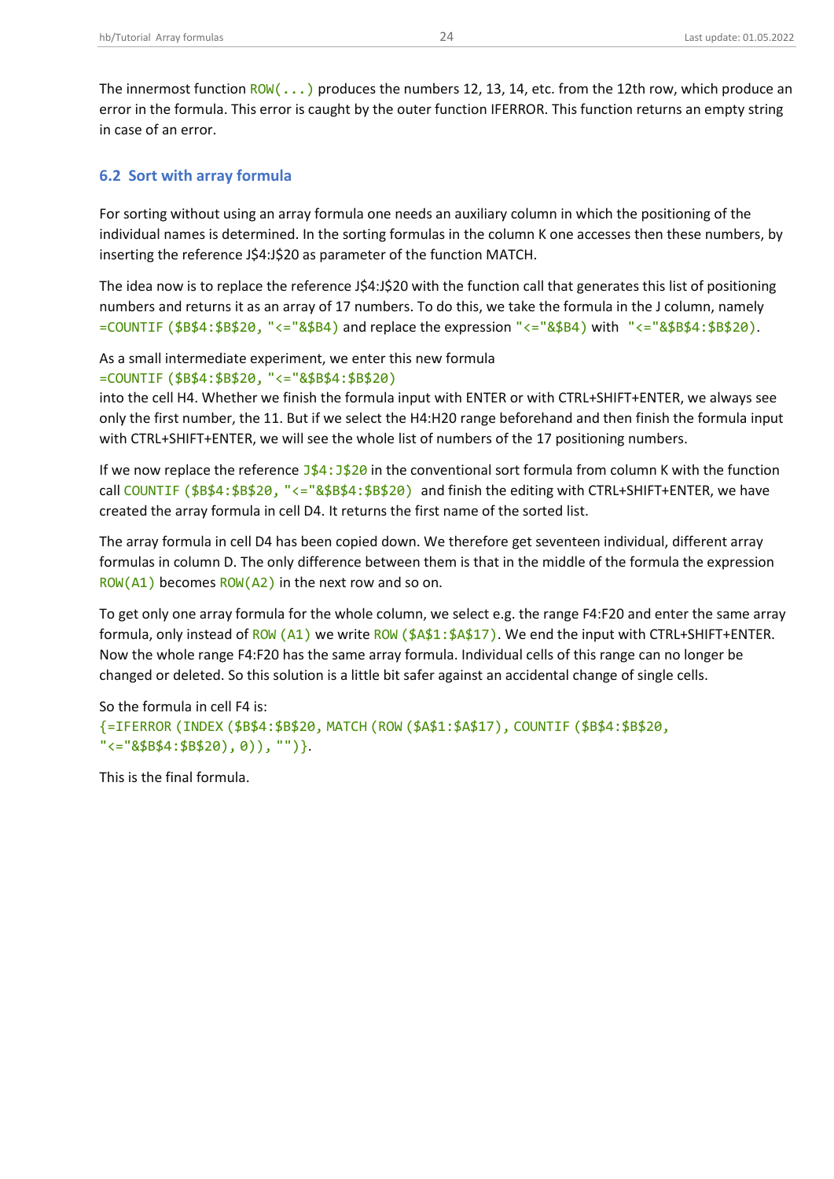The innermost function `ROW(...)` produces the numbers 12, 13, 14, etc. from the 12th row, which produce an error in the formula. This error is caught by the outer function IFERROR. This function returns an empty string in case of an error.

## 6.2 Sort with array formula

For sorting without using an array formula one needs an auxiliary column in which the positioning of the individual names is determined. In the sorting formulas in the column K one accesses then these numbers, by inserting the reference J$4:J$20 as parameter of the function MATCH.

The idea now is to replace the reference J$4:J$20 with the function call that generates this list of positioning numbers and returns it as an array of 17 numbers. To do this, we take the formula in the J column, namely `=COUNTIF ($B$4:$B$20, "<="&$B4)` and replace the expression `"<="&$B4)` with `"<="&$B$4:$B$20)`.

As a small intermediate experiment, we enter this new formula
`=COUNTIF ($B$4:$B$20, "<="&$B$4:$B$20)`
into the cell H4. Whether we finish the formula input with ENTER or with CTRL+SHIFT+ENTER, we always see only the first number, the 11. But if we select the H4:H20 range beforehand and then finish the formula input with CTRL+SHIFT+ENTER, we will see the whole list of numbers of the 17 positioning numbers.

If we now replace the reference `J$4:J$20` in the conventional sort formula from column K with the function call `COUNTIF ($B$4:$B$20, "<="&$B$4:$B$20)` and finish the editing with CTRL+SHIFT+ENTER, we have created the array formula in cell D4. It returns the first name of the sorted list.

The array formula in cell D4 has been copied down. We therefore get seventeen individual, different array formulas in column D. The only difference between them is that in the middle of the formula the expression `ROW(A1)` becomes `ROW(A2)` in the next row and so on.

To get only one array formula for the whole column, we select e.g. the range F4:F20 and enter the same array formula, only instead of `ROW (A1)` we write `ROW ($A$1:$A$17)`. We end the input with CTRL+SHIFT+ENTER. Now the whole range F4:F20 has the same array formula. Individual cells of this range can no longer be changed or deleted. So this solution is a little bit safer against an accidental change of single cells.

So the formula in cell F4 is:

```
{=IFERROR (INDEX ($B$4:$B$20, MATCH (ROW ($A$1:$A$17), COUNTIF ($B$4:$B$20,
"<="&$B$4:$B$20), 0)), "")}.
```

This is the final formula.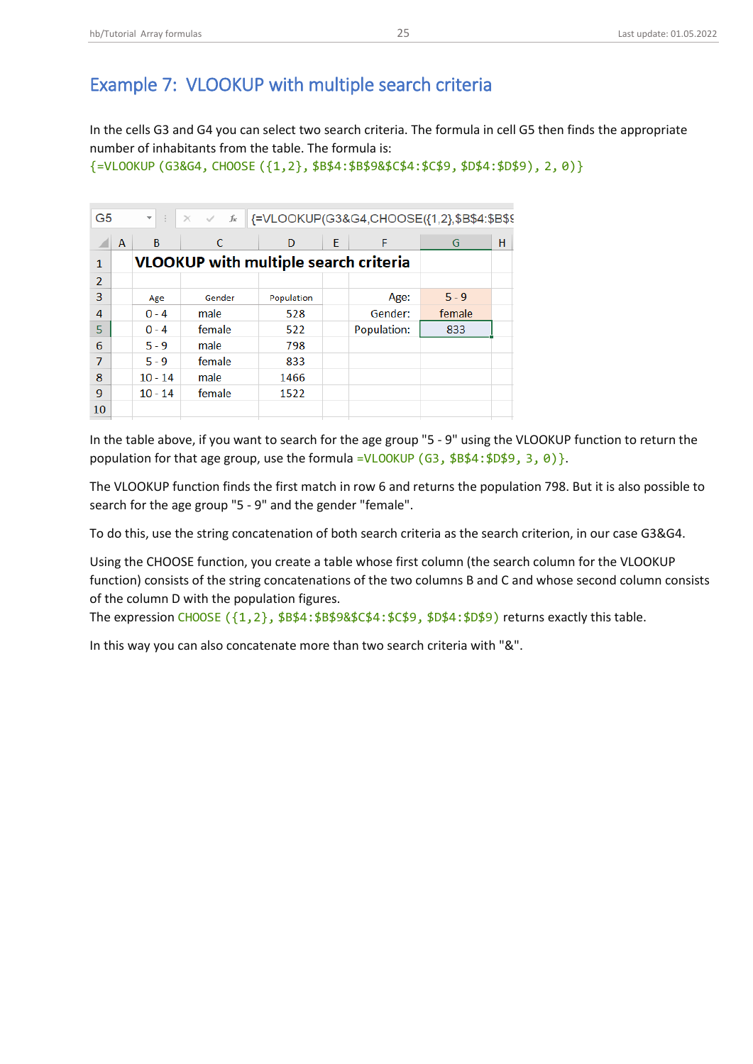## Example 7: VLOOKUP with multiple search criteria

In the cells G3 and G4 you can select two search criteria. The formula in cell G5 then finds the appropriate number of inhabitants from the table. The formula is:

```
{=VLOOKUP (G3&G4, CHOOSE ({1,2}, $B$4:$B$9&$C$4:$C$9, $D$4:$D$9), 2, 0)}
```

G5 | {=VLOOKUP(G3&G4,CHOOSE({1,2},$B$4:$B$9

| | A | B | C | D | E | F | G | H |
|---|---|---|---|---|---|---|---|---|
| 1 | | **VLOOKUP with multiple search criteria** | | | | | | |
| 2 | | | | | | | | |
| 3 | | Age | Gender | Population | | Age: | 5 - 9 | |
| 4 | | 0 - 4 | male | 528 | | Gender: | female | |
| 5 | | 0 - 4 | female | 522 | | Population: | 833 | |
| 6 | | 5 - 9 | male | 798 | | | | |
| 7 | | 5 - 9 | female | 833 | | | | |
| 8 | | 10 - 14 | male | 1466 | | | | |
| 9 | | 10 - 14 | female | 1522 | | | | |
| 10 | | | | | | | | |

In the table above, if you want to search for the age group "5 - 9" using the VLOOKUP function to return the population for that age group, use the formula `=VLOOKUP (G3, $B$4:$D$9, 3, 0)}`.

The VLOOKUP function finds the first match in row 6 and returns the population 798. But it is also possible to search for the age group "5 - 9" and the gender "female".

To do this, use the string concatenation of both search criteria as the search criterion, in our case G3&G4.

Using the CHOOSE function, you create a table whose first column (the search column for the VLOOKUP function) consists of the string concatenations of the two columns B and C and whose second column consists of the column D with the population figures.
The expression `CHOOSE ({1,2}, $B$4:$B$9&$C$4:$C$9, $D$4:$D$9)` returns exactly this table.

In this way you can also concatenate more than two search criteria with "&".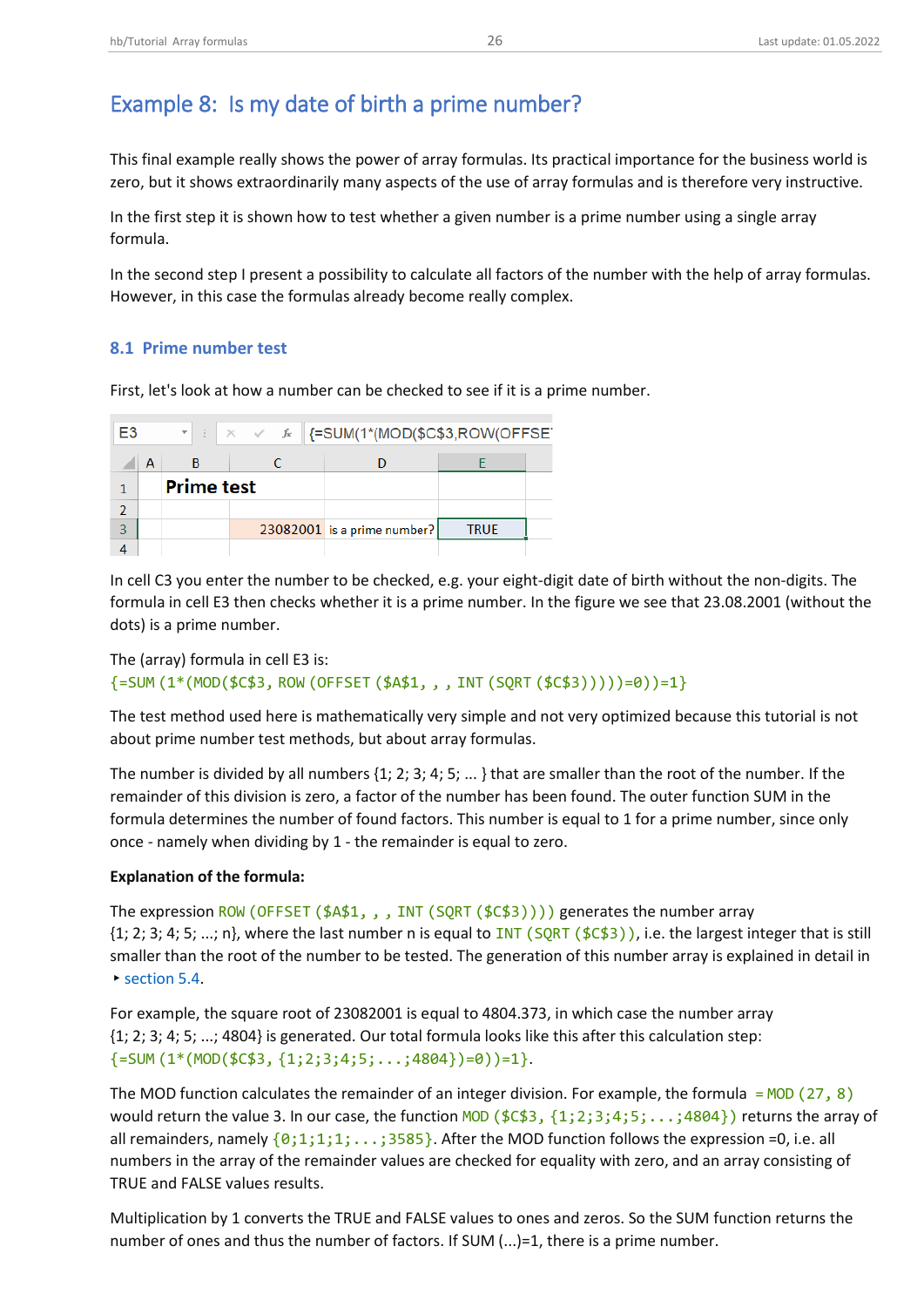# Example 8: Is my date of birth a prime number?

This final example really shows the power of array formulas. Its practical importance for the business world is zero, but it shows extraordinarily many aspects of the use of array formulas and is therefore very instructive.

In the first step it is shown how to test whether a given number is a prime number using a single array formula.

In the second step I present a possibility to calculate all factors of the number with the help of array formulas. However, in this case the formulas already become really complex.

## 8.1 Prime number test

First, let's look at how a number can be checked to see if it is a prime number.

E3 {=SUM(1*(MOD($C$3,ROW(OFFSET

| | A | B | C | D | E |
|---|---|---|---|---|---|
| 1 | | **Prime test** | | | |
| 2 | | | | | |
| 3 | | | 23082001 | is a prime number? | TRUE |
| 4 | | | | | |

In cell C3 you enter the number to be checked, e.g. your eight-digit date of birth without the non-digits. The formula in cell E3 then checks whether it is a prime number. In the figure we see that 23.08.2001 (without the dots) is a prime number.

The (array) formula in cell E3 is:
`{=SUM(1*(MOD($C$3, ROW(OFFSET($A$1, , , INT(SQRT($C$3)))))=0))=1}`

The test method used here is mathematically very simple and not very optimized because this tutorial is not about prime number test methods, but about array formulas.

The number is divided by all numbers {1; 2; 3; 4; 5; ... } that are smaller than the root of the number. If the remainder of this division is zero, a factor of the number has been found. The outer function SUM in the formula determines the number of found factors. This number is equal to 1 for a prime number, since only once - namely when dividing by 1 - the remainder is equal to zero.

**Explanation of the formula:**

The expression `ROW(OFFSET($A$1, , , INT(SQRT($C$3))))` generates the number array {1; 2; 3; 4; 5; ...; n}, where the last number n is equal to `INT(SQRT($C$3))`, i.e. the largest integer that is still smaller than the root of the number to be tested. The generation of this number array is explained in detail in ‣ section 5.4.

For example, the square root of 23082001 is equal to 4804.373, in which case the number array {1; 2; 3; 4; 5; ...; 4804} is generated. Our total formula looks like this after this calculation step:
`{=SUM(1*(MOD($C$3, {1;2;3;4;5;...;4804})=0))=1}`.

The MOD function calculates the remainder of an integer division. For example, the formula `=MOD(27, 8)` would return the value 3. In our case, the function `MOD($C$3, {1;2;3;4;5;...;4804})` returns the array of all remainders, namely `{0;1;1;1;...;3585}`. After the MOD function follows the expression =0, i.e. all numbers in the array of the remainder values are checked for equality with zero, and an array consisting of TRUE and FALSE values results.

Multiplication by 1 converts the TRUE and FALSE values to ones and zeros. So the SUM function returns the number of ones and thus the number of factors. If SUM (...)=1, there is a prime number.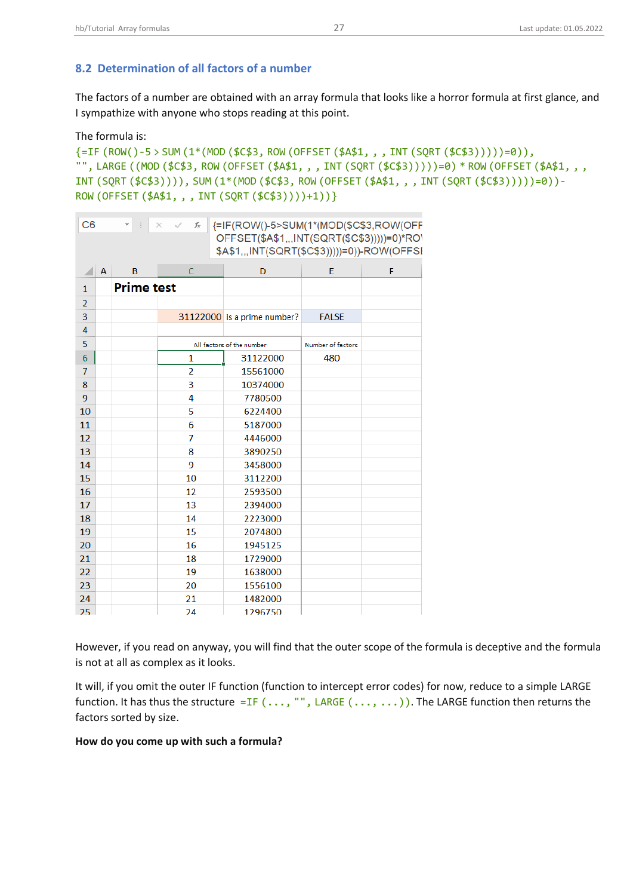## 8.2 Determination of all factors of a number

The factors of a number are obtained with an array formula that looks like a horror formula at first glance, and I sympathize with anyone who stops reading at this point.

The formula is:

```
{=IF (ROW()-5 > SUM (1*(MOD ($C$3, ROW (OFFSET ($A$1, , , INT (SQRT ($C$3)))))=0)),
"", LARGE ((MOD ($C$3, ROW (OFFSET ($A$1, , , INT (SQRT ($C$3)))))=0) * ROW (OFFSET ($A$1, , ,
INT (SQRT ($C$3)))), SUM (1*(MOD ($C$3, ROW (OFFSET ($A$1, , , INT (SQRT ($C$3)))))=0))-
ROW (OFFSET ($A$1, , , INT (SQRT ($C$3))))+1))}
```

C6: `{=IF(ROW()-5>SUM(1*(MOD($C$3,ROW(OFF OFFSET($A$1,,,INT(SQRT($C$3)))))=0)*RO $A$1,,,INT(SQRT($C$3)))))=0))-ROW(OFFSE`

| | A | B | C | D | E | F |
|---|---|---|---|---|---|---|
| 1 | | **Prime test** | | | | |
| 2 | | | | | | |
| 3 | | | 31122000 | is a prime number? | FALSE | |
| 4 | | | | | | |
| 5 | | | All factors of the number | | Number of factors | |
| 6 | | | 1 | 31122000 | 480 | |
| 7 | | | 2 | 15561000 | | |
| 8 | | | 3 | 10374000 | | |
| 9 | | | 4 | 7780500 | | |
| 10 | | | 5 | 6224400 | | |
| 11 | | | 6 | 5187000 | | |
| 12 | | | 7 | 4446000 | | |
| 13 | | | 8 | 3890250 | | |
| 14 | | | 9 | 3458000 | | |
| 15 | | | 10 | 3112200 | | |
| 16 | | | 12 | 2593500 | | |
| 17 | | | 13 | 2394000 | | |
| 18 | | | 14 | 2223000 | | |
| 19 | | | 15 | 2074800 | | |
| 20 | | | 16 | 1945125 | | |
| 21 | | | 18 | 1729000 | | |
| 22 | | | 19 | 1638000 | | |
| 23 | | | 20 | 1556100 | | |
| 24 | | | 21 | 1482000 | | |
| 25 | | | 24 | 1296750 | | |

However, if you read on anyway, you will find that the outer scope of the formula is deceptive and the formula is not at all as complex as it looks.

It will, if you omit the outer IF function (function to intercept error codes) for now, reduce to a simple LARGE function. It has thus the structure `=IF (..., "", LARGE (..., ...))`. The LARGE function then returns the factors sorted by size.

**How do you come up with such a formula?**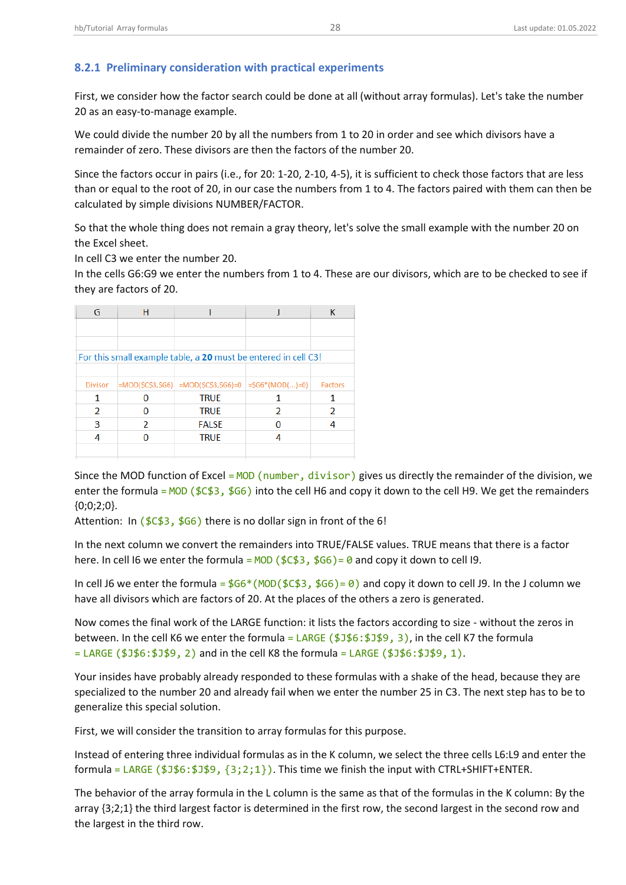### 8.2.1 Preliminary consideration with practical experiments

First, we consider how the factor search could be done at all (without array formulas). Let's take the number 20 as an easy-to-manage example.

We could divide the number 20 by all the numbers from 1 to 20 in order and see which divisors have a remainder of zero. These divisors are then the factors of the number 20.

Since the factors occur in pairs (i.e., for 20: 1-20, 2-10, 4-5), it is sufficient to check those factors that are less than or equal to the root of 20, in our case the numbers from 1 to 4. The factors paired with them can then be calculated by simple divisions NUMBER/FACTOR.

So that the whole thing does not remain a gray theory, let's solve the small example with the number 20 on the Excel sheet.
In cell C3 we enter the number 20.
In the cells G6:G9 we enter the numbers from 1 to 4. These are our divisors, which are to be checked to see if they are factors of 20.

For this small example table, a **20** must be entered in cell C3!

| G | H | I | J | K |
|---|---|---|---|---|
| Divisor | =MOD($C$3,$G6) | =MOD($C$3,$G6)=0 | =$G6*(MOD(...)=0) | Factors |
| 1 | 0 | TRUE | 1 | 1 |
| 2 | 0 | TRUE | 2 | 2 |
| 3 | 2 | FALSE | 0 | 4 |
| 4 | 0 | TRUE | 4 | |

Since the MOD function of Excel `= MOD (number, divisor)` gives us directly the remainder of the division, we enter the formula `= MOD ($C$3, $G6)` into the cell H6 and copy it down to the cell H9. We get the remainders {0;0;2;0}.
Attention: In `($C$3, $G6)` there is no dollar sign in front of the 6!

In the next column we convert the remainders into TRUE/FALSE values. TRUE means that there is a factor here. In cell I6 we enter the formula `= MOD ($C$3, $G6)= 0` and copy it down to cell I9.

In cell J6 we enter the formula `= $G6*(MOD($C$3, $G6)= 0)` and copy it down to cell J9. In the J column we have all divisors which are factors of 20. At the places of the others a zero is generated.

Now comes the final work of the LARGE function: it lists the factors according to size - without the zeros in between. In the cell K6 we enter the formula `= LARGE ($J$6:$J$9, 3)`, in the cell K7 the formula `= LARGE ($J$6:$J$9, 2)` and in the cell K8 the formula `= LARGE ($J$6:$J$9, 1)`.

Your insides have probably already responded to these formulas with a shake of the head, because they are specialized to the number 20 and already fail when we enter the number 25 in C3. The next step has to be to generalize this special solution.

First, we will consider the transition to array formulas for this purpose.

Instead of entering three individual formulas as in the K column, we select the three cells L6:L9 and enter the formula `= LARGE ($J$6:$J$9, {3;2;1})`. This time we finish the input with CTRL+SHIFT+ENTER.

The behavior of the array formula in the L column is the same as that of the formulas in the K column: By the array {3;2;1} the third largest factor is determined in the first row, the second largest in the second row and the largest in the third row.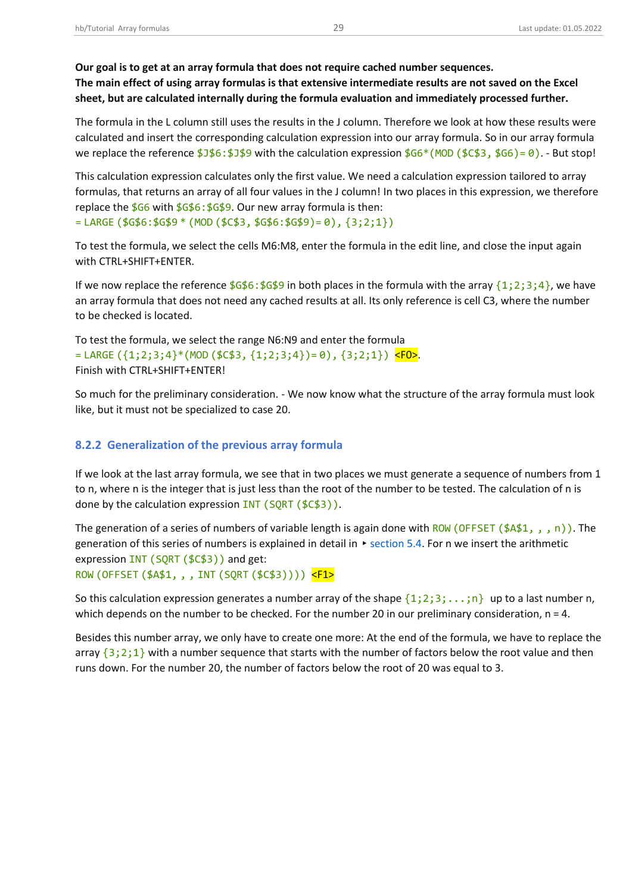**Our goal is to get at an array formula that does not require cached number sequences.**
**The main effect of using array formulas is that extensive intermediate results are not saved on the Excel sheet, but are calculated internally during the formula evaluation and immediately processed further.**

The formula in the L column still uses the results in the J column. Therefore we look at how these results were calculated and insert the corresponding calculation expression into our array formula. So in our array formula we replace the reference `$J$6:$J$9` with the calculation expression `$G6*(MOD($C$3, $G6)=0)`. - But stop!

This calculation expression calculates only the first value. We need a calculation expression tailored to array formulas, that returns an array of all four values in the J column! In two places in this expression, we therefore replace the `$G6` with `$G$6:$G$9`. Our new array formula is then:
`= LARGE($G$6:$G$9 * (MOD($C$3, $G$6:$G$9)= 0), {3;2;1})`

To test the formula, we select the cells M6:M8, enter the formula in the edit line, and close the input again with CTRL+SHIFT+ENTER.

If we now replace the reference `$G$6:$G$9` in both places in the formula with the array `{1;2;3;4}`, we have an array formula that does not need any cached results at all. Its only reference is cell C3, where the number to be checked is located.

To test the formula, we select the range N6:N9 and enter the formula
`= LARGE({1;2;3;4}*(MOD($C$3, {1;2;3;4})= 0), {3;2;1})` <F0>.
Finish with CTRL+SHIFT+ENTER!

So much for the preliminary consideration. - We now know what the structure of the array formula must look like, but it must not be specialized to case 20.

### 8.2.2 Generalization of the previous array formula

If we look at the last array formula, we see that in two places we must generate a sequence of numbers from 1 to n, where n is the integer that is just less than the root of the number to be tested. The calculation of n is done by the calculation expression `INT(SQRT($C$3))`.

The generation of a series of numbers of variable length is again done with `ROW(OFFSET($A$1, , , n))`. The generation of this series of numbers is explained in detail in ‣ section 5.4. For n we insert the arithmetic expression `INT(SQRT($C$3))` and get:
`ROW(OFFSET($A$1, , , INT(SQRT($C$3))))` <F1>

So this calculation expression generates a number array of the shape `{1;2;3;...;n}` up to a last number n, which depends on the number to be checked. For the number 20 in our preliminary consideration, n = 4.

Besides this number array, we only have to create one more: At the end of the formula, we have to replace the array `{3;2;1}` with a number sequence that starts with the number of factors below the root value and then runs down. For the number 20, the number of factors below the root of 20 was equal to 3.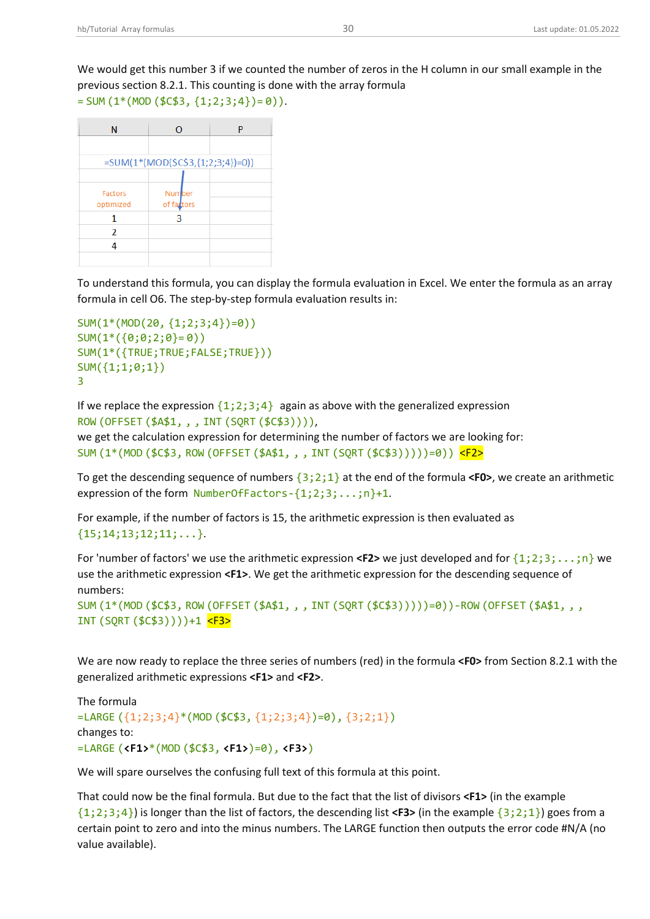We would get this number 3 if we counted the number of zeros in the H column in our small example in the previous section 8.2.1. This counting is done with the array formula
`= SUM (1*(MOD ($C$3, {1;2;3;4})= 0))`.

| N | O | P |
|---|---|---|
| | | |
| =SUM(1*(MOD($C$3,{1;2;3;4})=0)) | | |
| | | |
| Factors optimized | Number of factors | |
| 1 | 3 | |
| 2 | | |
| 4 | | |
| | | |

To understand this formula, you can display the formula evaluation in Excel. We enter the formula as an array formula in cell O6. The step-by-step formula evaluation results in:

```
SUM(1*(MOD(20, {1;2;3;4})=0))
SUM(1*({0;0;2;0}= 0))
SUM(1*({TRUE;TRUE;FALSE;TRUE}))
SUM({1;1;0;1})
3
```

If we replace the expression `{1;2;3;4}` again as above with the generalized expression
`ROW (OFFSET ($A$1, , , INT (SQRT ($C$3)))),`
we get the calculation expression for determining the number of factors we are looking for:
`SUM (1*(MOD ($C$3, ROW (OFFSET ($A$1, , , INT (SQRT ($C$3)))))=0))` **<F2>**

To get the descending sequence of numbers `{3;2;1}` at the end of the formula **<F0>**, we create an arithmetic expression of the form `NumberOfFactors-{1;2;3;...;n}+1`.

For example, if the number of factors is 15, the arithmetic expression is then evaluated as `{15;14;13;12;11;...}`.

For 'number of factors' we use the arithmetic expression **<F2>** we just developed and for `{1;2;3;...;n}` we use the arithmetic expression **<F1>**. We get the arithmetic expression for the descending sequence of numbers:
`SUM (1*(MOD ($C$3, ROW (OFFSET ($A$1, , , INT (SQRT ($C$3)))))=0))-ROW (OFFSET ($A$1, , , INT (SQRT ($C$3))))+1` **<F3>**

We are now ready to replace the three series of numbers (red) in the formula **<F0>** from Section 8.2.1 with the generalized arithmetic expressions **<F1>** and **<F2>**.

The formula
`=LARGE ({1;2;3;4}*(MOD ($C$3, {1;2;3;4})=0), {3;2;1})`
changes to:
`=LARGE (`**<F1>**`*(MOD ($C$3, `**<F1>**`)=0), `**<F3>**`)`

We will spare ourselves the confusing full text of this formula at this point.

That could now be the final formula. But due to the fact that the list of divisors **<F1>** (in the example `{1;2;3;4}`) is longer than the list of factors, the descending list **<F3>** (in the example `{3;2;1}`) goes from a certain point to zero and into the minus numbers. The LARGE function then outputs the error code #N/A (no value available).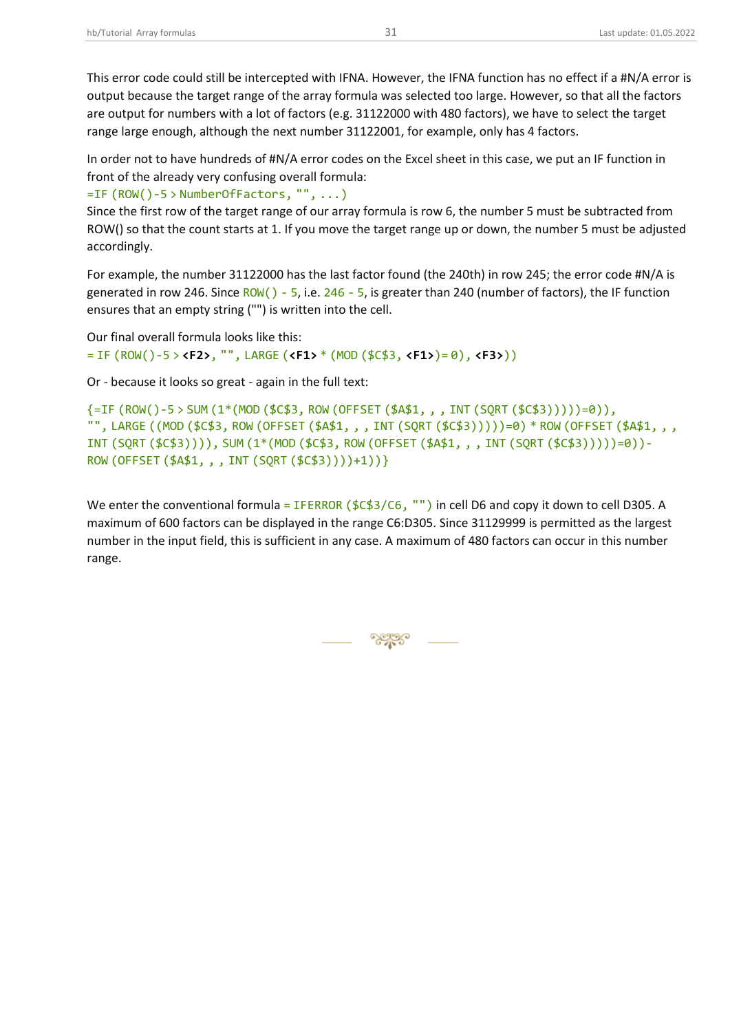This error code could still be intercepted with IFNA. However, the IFNA function has no effect if a #N/A error is output because the target range of the array formula was selected too large. However, so that all the factors are output for numbers with a lot of factors (e.g. 31122000 with 480 factors), we have to select the target range large enough, although the next number 31122001, for example, only has 4 factors.

In order not to have hundreds of #N/A error codes on the Excel sheet in this case, we put an IF function in front of the already very confusing overall formula:

```
=IF (ROW()-5 > NumberOfFactors, "", ...)
```

Since the first row of the target range of our array formula is row 6, the number 5 must be subtracted from ROW() so that the count starts at 1. If you move the target range up or down, the number 5 must be adjusted accordingly.

For example, the number 31122000 has the last factor found (the 240th) in row 245; the error code #N/A is generated in row 246. Since ROW() - 5, i.e. 246 - 5, is greater than 240 (number of factors), the IF function ensures that an empty string ("") is written into the cell.

Our final overall formula looks like this:

```
= IF (ROW()-5 > <F2>, "", LARGE (<F1> * (MOD ($C$3, <F1>)= 0), <F3>))
```

Or - because it looks so great - again in the full text:

```
{=IF (ROW()-5 > SUM (1*(MOD ($C$3, ROW (OFFSET ($A$1, , , INT (SQRT ($C$3)))))=0)),
"", LARGE ((MOD ($C$3, ROW (OFFSET ($A$1, , , INT (SQRT ($C$3)))))=0) * ROW (OFFSET ($A$1, , ,
INT (SQRT ($C$3)))), SUM (1*(MOD ($C$3, ROW (OFFSET ($A$1, , , INT (SQRT ($C$3)))))=0))-
ROW (OFFSET ($A$1, , , INT (SQRT ($C$3))))+1))}
```

We enter the conventional formula `= IFERROR ($C$3/C6, "")` in cell D6 and copy it down to cell D305. A maximum of 600 factors can be displayed in the range C6:D305. Since 31129999 is permitted as the largest number in the input field, this is sufficient in any case. A maximum of 480 factors can occur in this number range.